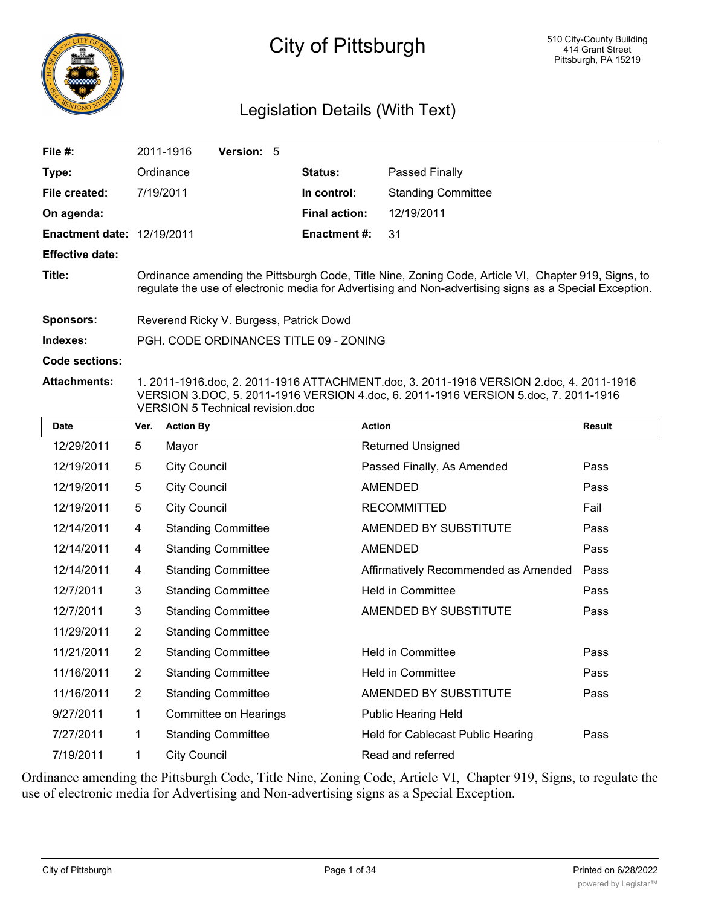# City of Pittsburgh

510 City-County Building
414 Grant Street
Pittsburgh, PA 15219

## Legislation Details (With Text)

| | | | |
|---|---|---|---|
| **File #:** | 2011-1916 **Version:** 5 | | |
| **Type:** | Ordinance | **Status:** | Passed Finally |
| **File created:** | 7/19/2011 | **In control:** | Standing Committee |
| **On agenda:** | | **Final action:** | 12/19/2011 |
| **Enactment date:** | 12/19/2011 | **Enactment #:** | 31 |
| **Effective date:** | | | |

**Title:** Ordinance amending the Pittsburgh Code, Title Nine, Zoning Code, Article VI, Chapter 919, Signs, to regulate the use of electronic media for Advertising and Non-advertising signs as a Special Exception.

**Sponsors:** Reverend Ricky V. Burgess, Patrick Dowd

**Indexes:** PGH. CODE ORDINANCES TITLE 09 - ZONING

**Code sections:**

**Attachments:** 1. 2011-1916.doc, 2. 2011-1916 ATTACHMENT.doc, 3. 2011-1916 VERSION 2.doc, 4. 2011-1916 VERSION 3.DOC, 5. 2011-1916 VERSION 4.doc, 6. 2011-1916 VERSION 5.doc, 7. 2011-1916 VERSION 5 Technical revision.doc

| Date | Ver. | Action By | Action | Result |
|---|---|---|---|---|
| 12/29/2011 | 5 | Mayor | Returned Unsigned | |
| 12/19/2011 | 5 | City Council | Passed Finally, As Amended | Pass |
| 12/19/2011 | 5 | City Council | AMENDED | Pass |
| 12/19/2011 | 5 | City Council | RECOMMITTED | Fail |
| 12/14/2011 | 4 | Standing Committee | AMENDED BY SUBSTITUTE | Pass |
| 12/14/2011 | 4 | Standing Committee | AMENDED | Pass |
| 12/14/2011 | 4 | Standing Committee | Affirmatively Recommended as Amended | Pass |
| 12/7/2011 | 3 | Standing Committee | Held in Committee | Pass |
| 12/7/2011 | 3 | Standing Committee | AMENDED BY SUBSTITUTE | Pass |
| 11/29/2011 | 2 | Standing Committee | | |
| 11/21/2011 | 2 | Standing Committee | Held in Committee | Pass |
| 11/16/2011 | 2 | Standing Committee | Held in Committee | Pass |
| 11/16/2011 | 2 | Standing Committee | AMENDED BY SUBSTITUTE | Pass |
| 9/27/2011 | 1 | Committee on Hearings | Public Hearing Held | |
| 7/27/2011 | 1 | Standing Committee | Held for Cablecast Public Hearing | Pass |
| 7/19/2011 | 1 | City Council | Read and referred | |

Ordinance amending the Pittsburgh Code, Title Nine, Zoning Code, Article VI, Chapter 919, Signs, to regulate the use of electronic media for Advertising and Non-advertising signs as a Special Exception.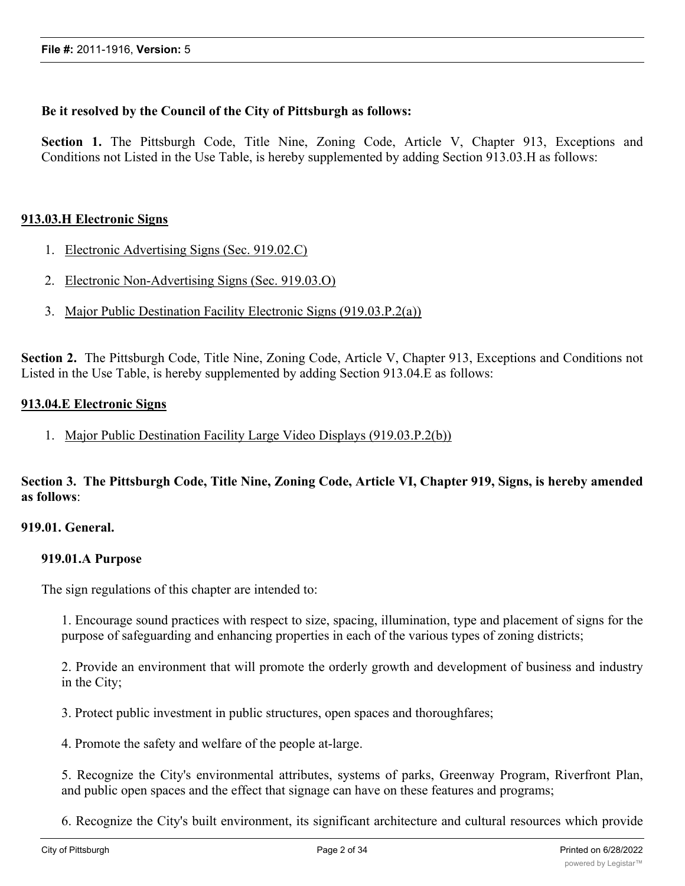**Be it resolved by the Council of the City of Pittsburgh as follows:**

**Section 1.** The Pittsburgh Code, Title Nine, Zoning Code, Article V, Chapter 913, Exceptions and Conditions not Listed in the Use Table, is hereby supplemented by adding Section 913.03.H as follows:

**913.03.H Electronic Signs**

1. Electronic Advertising Signs (Sec. 919.02.C)
2. Electronic Non-Advertising Signs (Sec. 919.03.O)
3. Major Public Destination Facility Electronic Signs (919.03.P.2(a))

**Section 2.** The Pittsburgh Code, Title Nine, Zoning Code, Article V, Chapter 913, Exceptions and Conditions not Listed in the Use Table, is hereby supplemented by adding Section 913.04.E as follows:

**913.04.E Electronic Signs**

1. Major Public Destination Facility Large Video Displays (919.03.P.2(b))

**Section 3. The Pittsburgh Code, Title Nine, Zoning Code, Article VI, Chapter 919, Signs, is hereby amended as follows**:

**919.01. General.**

**919.01.A Purpose**

The sign regulations of this chapter are intended to:

1. Encourage sound practices with respect to size, spacing, illumination, type and placement of signs for the purpose of safeguarding and enhancing properties in each of the various types of zoning districts;

2. Provide an environment that will promote the orderly growth and development of business and industry in the City;

3. Protect public investment in public structures, open spaces and thoroughfares;

4. Promote the safety and welfare of the people at-large.

5. Recognize the City's environmental attributes, systems of parks, Greenway Program, Riverfront Plan, and public open spaces and the effect that signage can have on these features and programs;

6. Recognize the City's built environment, its significant architecture and cultural resources which provide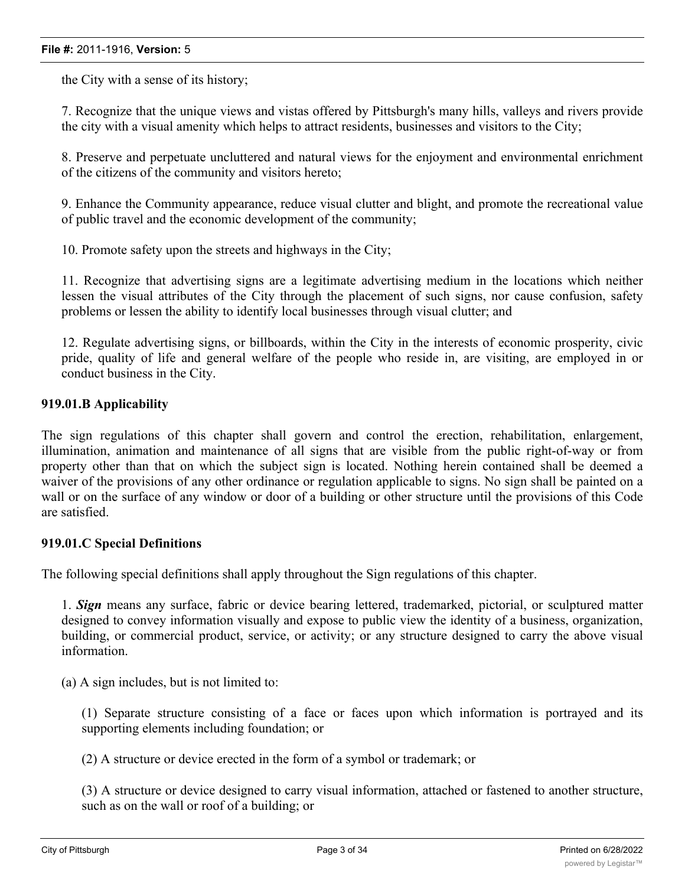the City with a sense of its history;

7. Recognize that the unique views and vistas offered by Pittsburgh's many hills, valleys and rivers provide the city with a visual amenity which helps to attract residents, businesses and visitors to the City;

8. Preserve and perpetuate uncluttered and natural views for the enjoyment and environmental enrichment of the citizens of the community and visitors hereto;

9. Enhance the Community appearance, reduce visual clutter and blight, and promote the recreational value of public travel and the economic development of the community;

10. Promote safety upon the streets and highways in the City;

11. Recognize that advertising signs are a legitimate advertising medium in the locations which neither lessen the visual attributes of the City through the placement of such signs, nor cause confusion, safety problems or lessen the ability to identify local businesses through visual clutter; and

12. Regulate advertising signs, or billboards, within the City in the interests of economic prosperity, civic pride, quality of life and general welfare of the people who reside in, are visiting, are employed in or conduct business in the City.

### 919.01.B Applicability

The sign regulations of this chapter shall govern and control the erection, rehabilitation, enlargement, illumination, animation and maintenance of all signs that are visible from the public right-of-way or from property other than that on which the subject sign is located. Nothing herein contained shall be deemed a waiver of the provisions of any other ordinance or regulation applicable to signs. No sign shall be painted on a wall or on the surface of any window or door of a building or other structure until the provisions of this Code are satisfied.

### 919.01.C Special Definitions

The following special definitions shall apply throughout the Sign regulations of this chapter.

1. ***Sign*** means any surface, fabric or device bearing lettered, trademarked, pictorial, or sculptured matter designed to convey information visually and expose to public view the identity of a business, organization, building, or commercial product, service, or activity; or any structure designed to carry the above visual information.

(a) A sign includes, but is not limited to:

(1) Separate structure consisting of a face or faces upon which information is portrayed and its supporting elements including foundation; or

(2) A structure or device erected in the form of a symbol or trademark; or

(3) A structure or device designed to carry visual information, attached or fastened to another structure, such as on the wall or roof of a building; or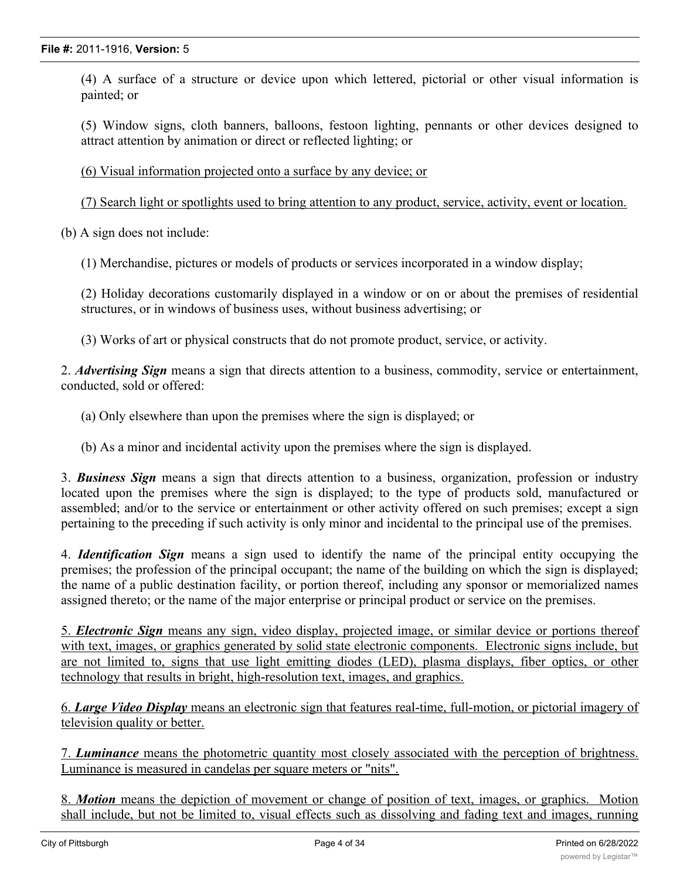(4) A surface of a structure or device upon which lettered, pictorial or other visual information is painted; or

(5) Window signs, cloth banners, balloons, festoon lighting, pennants or other devices designed to attract attention by animation or direct or reflected lighting; or

(6) Visual information projected onto a surface by any device; or

(7) Search light or spotlights used to bring attention to any product, service, activity, event or location.

(b) A sign does not include:

(1) Merchandise, pictures or models of products or services incorporated in a window display;

(2) Holiday decorations customarily displayed in a window or on or about the premises of residential structures, or in windows of business uses, without business advertising; or

(3) Works of art or physical constructs that do not promote product, service, or activity.

2. ***Advertising Sign*** means a sign that directs attention to a business, commodity, service or entertainment, conducted, sold or offered:

(a) Only elsewhere than upon the premises where the sign is displayed; or

(b) As a minor and incidental activity upon the premises where the sign is displayed.

3. ***Business Sign*** means a sign that directs attention to a business, organization, profession or industry located upon the premises where the sign is displayed; to the type of products sold, manufactured or assembled; and/or to the service or entertainment or other activity offered on such premises; except a sign pertaining to the preceding if such activity is only minor and incidental to the principal use of the premises.

4. ***Identification Sign*** means a sign used to identify the name of the principal entity occupying the premises; the profession of the principal occupant; the name of the building on which the sign is displayed; the name of a public destination facility, or portion thereof, including any sponsor or memorialized names assigned thereto; or the name of the major enterprise or principal product or service on the premises.

5. ***Electronic Sign*** means any sign, video display, projected image, or similar device or portions thereof with text, images, or graphics generated by solid state electronic components. Electronic signs include, but are not limited to, signs that use light emitting diodes (LED), plasma displays, fiber optics, or other technology that results in bright, high-resolution text, images, and graphics.

6. ***Large Video Display*** means an electronic sign that features real-time, full-motion, or pictorial imagery of television quality or better.

7. ***Luminance*** means the photometric quantity most closely associated with the perception of brightness. Luminance is measured in candelas per square meters or "nits".

8. ***Motion*** means the depiction of movement or change of position of text, images, or graphics. Motion shall include, but not be limited to, visual effects such as dissolving and fading text and images, running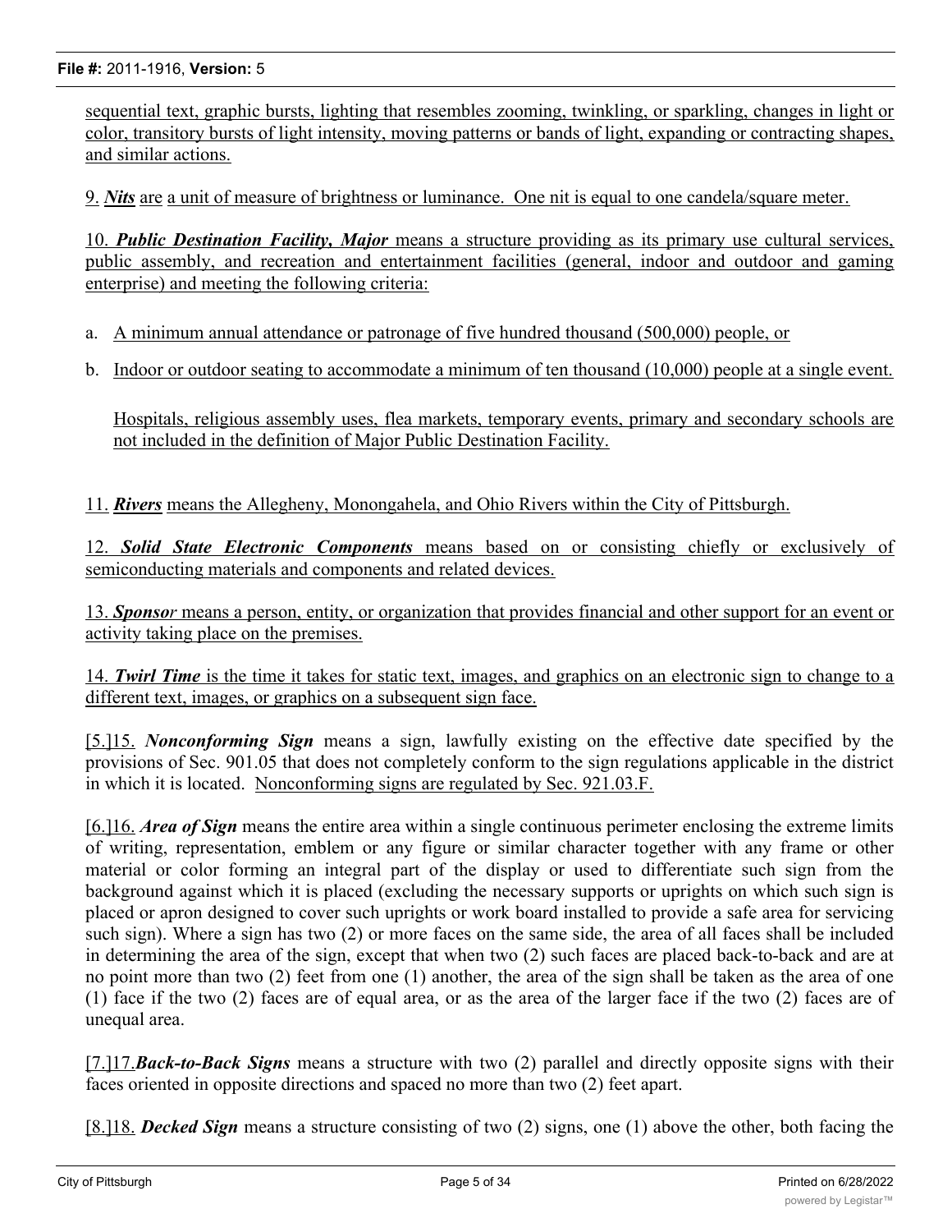sequential text, graphic bursts, lighting that resembles zooming, twinkling, or sparkling, changes in light or color, transitory bursts of light intensity, moving patterns or bands of light, expanding or contracting shapes, and similar actions.

9. ***Nits*** are a unit of measure of brightness or luminance. One nit is equal to one candela/square meter.

10. ***Public Destination Facility, Major*** means a structure providing as its primary use cultural services, public assembly, and recreation and entertainment facilities (general, indoor and outdoor and gaming enterprise) and meeting the following criteria:

a. A minimum annual attendance or patronage of five hundred thousand (500,000) people, or

b. Indoor or outdoor seating to accommodate a minimum of ten thousand (10,000) people at a single event.

Hospitals, religious assembly uses, flea markets, temporary events, primary and secondary schools are not included in the definition of Major Public Destination Facility.

11. ***Rivers*** means the Allegheny, Monongahela, and Ohio Rivers within the City of Pittsburgh.

12. ***Solid State Electronic Components*** means based on or consisting chiefly or exclusively of semiconducting materials and components and related devices.

13. ***Sponsor*** means a person, entity, or organization that provides financial and other support for an event or activity taking place on the premises.

14. ***Twirl Time*** is the time it takes for static text, images, and graphics on an electronic sign to change to a different text, images, or graphics on a subsequent sign face.

[5.]15. ***Nonconforming Sign*** means a sign, lawfully existing on the effective date specified by the provisions of Sec. 901.05 that does not completely conform to the sign regulations applicable in the district in which it is located. Nonconforming signs are regulated by Sec. 921.03.F.

[6.]16. ***Area of Sign*** means the entire area within a single continuous perimeter enclosing the extreme limits of writing, representation, emblem or any figure or similar character together with any frame or other material or color forming an integral part of the display or used to differentiate such sign from the background against which it is placed (excluding the necessary supports or uprights on which such sign is placed or apron designed to cover such uprights or work board installed to provide a safe area for servicing such sign). Where a sign has two (2) or more faces on the same side, the area of all faces shall be included in determining the area of the sign, except that when two (2) such faces are placed back-to-back and are at no point more than two (2) feet from one (1) another, the area of the sign shall be taken as the area of one (1) face if the two (2) faces are of equal area, or as the area of the larger face if the two (2) faces are of unequal area.

[7.]17.***Back-to-Back Signs*** means a structure with two (2) parallel and directly opposite signs with their faces oriented in opposite directions and spaced no more than two (2) feet apart.

[8.]18. ***Decked Sign*** means a structure consisting of two (2) signs, one (1) above the other, both facing the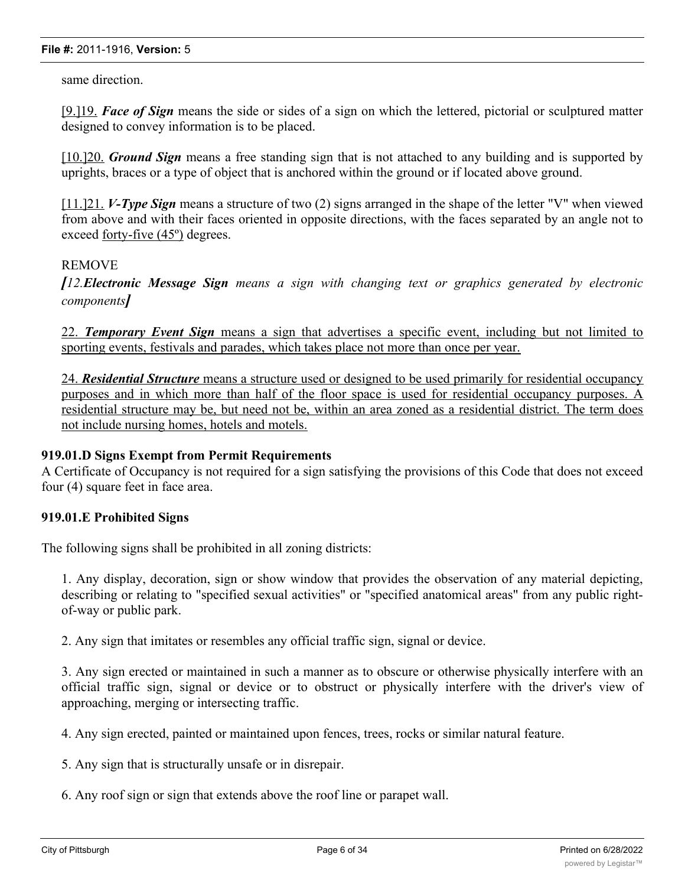same direction.

[9.]19. ***Face of Sign*** means the side or sides of a sign on which the lettered, pictorial or sculptured matter designed to convey information is to be placed.

[10.]20. ***Ground Sign*** means a free standing sign that is not attached to any building and is supported by uprights, braces or a type of object that is anchored within the ground or if located above ground.

[11.]21. ***V-Type Sign*** means a structure of two (2) signs arranged in the shape of the letter "V" when viewed from above and with their faces oriented in opposite directions, with the faces separated by an angle not to exceed forty-five (45º) degrees.

REMOVE

***[****12.****Electronic Message Sign*** *means a sign with changing text or graphics generated by electronic components****]***

22. ***Temporary Event Sign*** means a sign that advertises a specific event, including but not limited to sporting events, festivals and parades, which takes place not more than once per year.

24. ***Residential Structure*** means a structure used or designed to be used primarily for residential occupancy purposes and in which more than half of the floor space is used for residential occupancy purposes. A residential structure may be, but need not be, within an area zoned as a residential district. The term does not include nursing homes, hotels and motels.

**919.01.D Signs Exempt from Permit Requirements**

A Certificate of Occupancy is not required for a sign satisfying the provisions of this Code that does not exceed four (4) square feet in face area.

**919.01.E Prohibited Signs**

The following signs shall be prohibited in all zoning districts:

1. Any display, decoration, sign or show window that provides the observation of any material depicting, describing or relating to "specified sexual activities" or "specified anatomical areas" from any public right-of-way or public park.

2. Any sign that imitates or resembles any official traffic sign, signal or device.

3. Any sign erected or maintained in such a manner as to obscure or otherwise physically interfere with an official traffic sign, signal or device or to obstruct or physically interfere with the driver's view of approaching, merging or intersecting traffic.

4. Any sign erected, painted or maintained upon fences, trees, rocks or similar natural feature.

5. Any sign that is structurally unsafe or in disrepair.

6. Any roof sign or sign that extends above the roof line or parapet wall.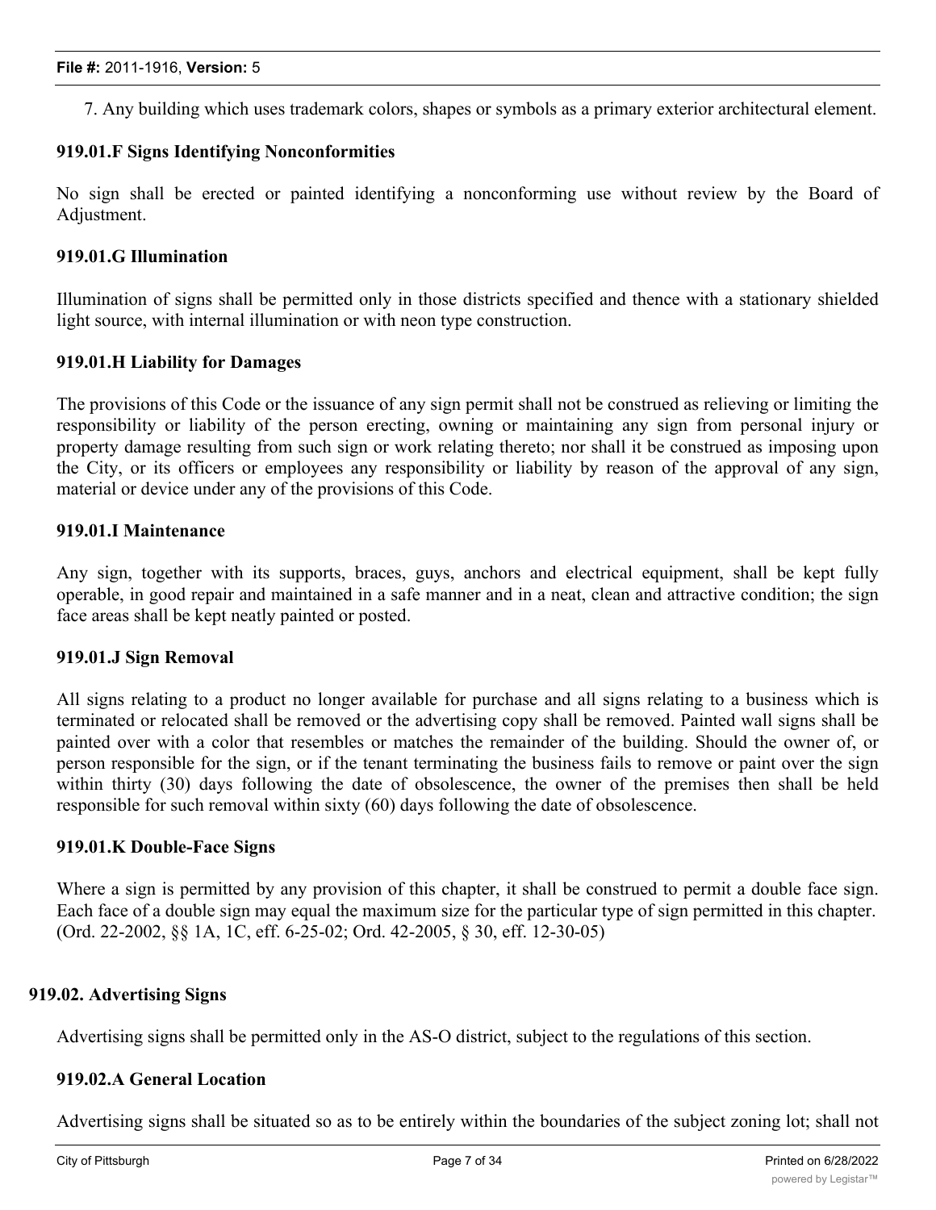7. Any building which uses trademark colors, shapes or symbols as a primary exterior architectural element.

### 919.01.F Signs Identifying Nonconformities

No sign shall be erected or painted identifying a nonconforming use without review by the Board of Adjustment.

### 919.01.G Illumination

Illumination of signs shall be permitted only in those districts specified and thence with a stationary shielded light source, with internal illumination or with neon type construction.

### 919.01.H Liability for Damages

The provisions of this Code or the issuance of any sign permit shall not be construed as relieving or limiting the responsibility or liability of the person erecting, owning or maintaining any sign from personal injury or property damage resulting from such sign or work relating thereto; nor shall it be construed as imposing upon the City, or its officers or employees any responsibility or liability by reason of the approval of any sign, material or device under any of the provisions of this Code.

### 919.01.I Maintenance

Any sign, together with its supports, braces, guys, anchors and electrical equipment, shall be kept fully operable, in good repair and maintained in a safe manner and in a neat, clean and attractive condition; the sign face areas shall be kept neatly painted or posted.

### 919.01.J Sign Removal

All signs relating to a product no longer available for purchase and all signs relating to a business which is terminated or relocated shall be removed or the advertising copy shall be removed. Painted wall signs shall be painted over with a color that resembles or matches the remainder of the building. Should the owner of, or person responsible for the sign, or if the tenant terminating the business fails to remove or paint over the sign within thirty (30) days following the date of obsolescence, the owner of the premises then shall be held responsible for such removal within sixty (60) days following the date of obsolescence.

### 919.01.K Double-Face Signs

Where a sign is permitted by any provision of this chapter, it shall be construed to permit a double face sign. Each face of a double sign may equal the maximum size for the particular type of sign permitted in this chapter. (Ord. 22-2002, §§ 1A, 1C, eff. 6-25-02; Ord. 42-2005, § 30, eff. 12-30-05)

## 919.02. Advertising Signs

Advertising signs shall be permitted only in the AS-O district, subject to the regulations of this section.

### 919.02.A General Location

Advertising signs shall be situated so as to be entirely within the boundaries of the subject zoning lot; shall not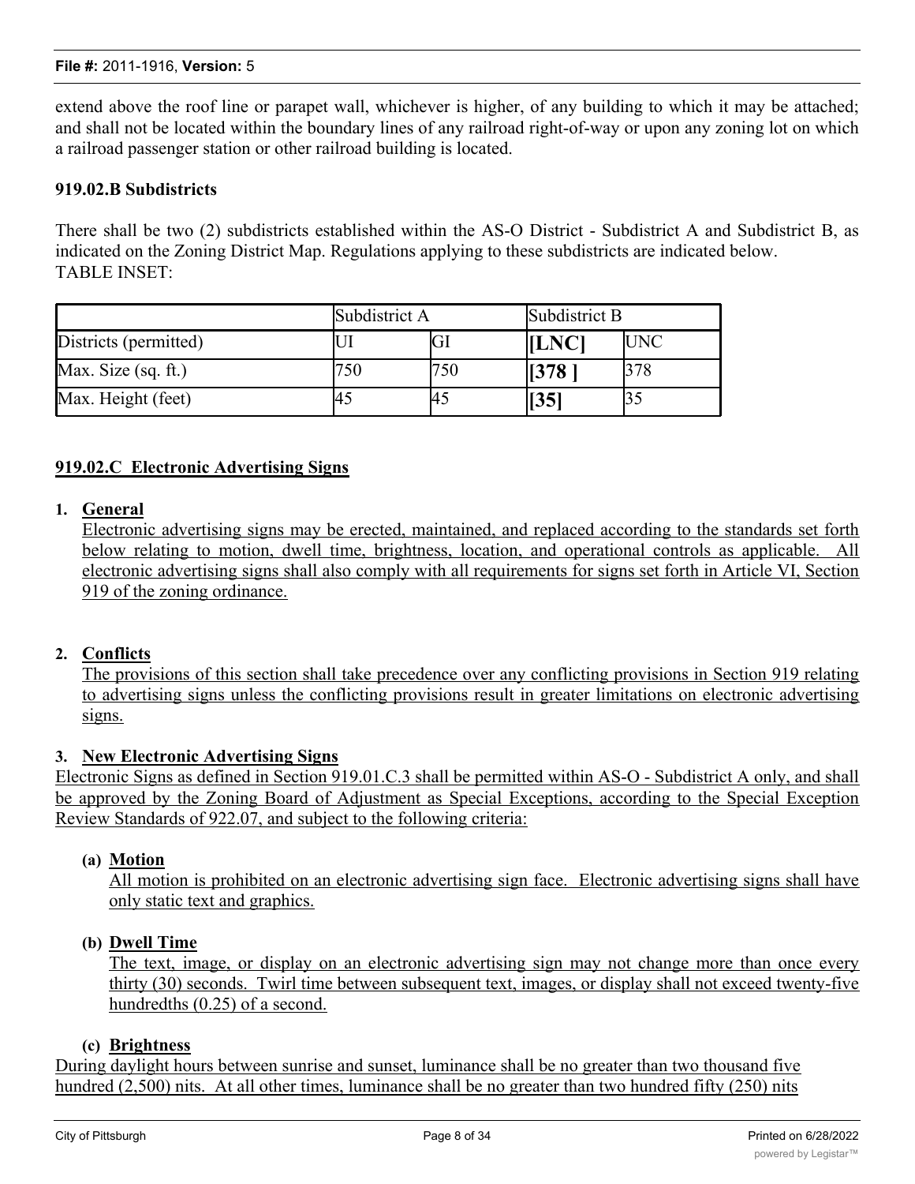extend above the roof line or parapet wall, whichever is higher, of any building to which it may be attached; and shall not be located within the boundary lines of any railroad right-of-way or upon any zoning lot on which a railroad passenger station or other railroad building is located.

**919.02.B Subdistricts**

There shall be two (2) subdistricts established within the AS-O District - Subdistrict A and Subdistrict B, as indicated on the Zoning District Map. Regulations applying to these subdistricts are indicated below.
TABLE INSET:

| | Subdistrict A | | Subdistrict B | |
|---|---|---|---|---|
| Districts (permitted) | UI | GI | **[LNC]** | UNC |
| Max. Size (sq. ft.) | 750 | 750 | **[378 ]** | 378 |
| Max. Height (feet) | 45 | 45 | **[35]** | 35 |

**919.02.C Electronic Advertising Signs**

1. **General**
Electronic advertising signs may be erected, maintained, and replaced according to the standards set forth below relating to motion, dwell time, brightness, location, and operational controls as applicable. All electronic advertising signs shall also comply with all requirements for signs set forth in Article VI, Section 919 of the zoning ordinance.

2. **Conflicts**
The provisions of this section shall take precedence over any conflicting provisions in Section 919 relating to advertising signs unless the conflicting provisions result in greater limitations on electronic advertising signs.

3. **New Electronic Advertising Signs**
Electronic Signs as defined in Section 919.01.C.3 shall be permitted within AS-O - Subdistrict A only, and shall be approved by the Zoning Board of Adjustment as Special Exceptions, according to the Special Exception Review Standards of 922.07, and subject to the following criteria:

   **(a) Motion**
   All motion is prohibited on an electronic advertising sign face. Electronic advertising signs shall have only static text and graphics.

   **(b) Dwell Time**
   The text, image, or display on an electronic advertising sign may not change more than once every thirty (30) seconds. Twirl time between subsequent text, images, or display shall not exceed twenty-five hundredths (0.25) of a second.

   **(c) Brightness**
   During daylight hours between sunrise and sunset, luminance shall be no greater than two thousand five hundred (2,500) nits. At all other times, luminance shall be no greater than two hundred fifty (250) nits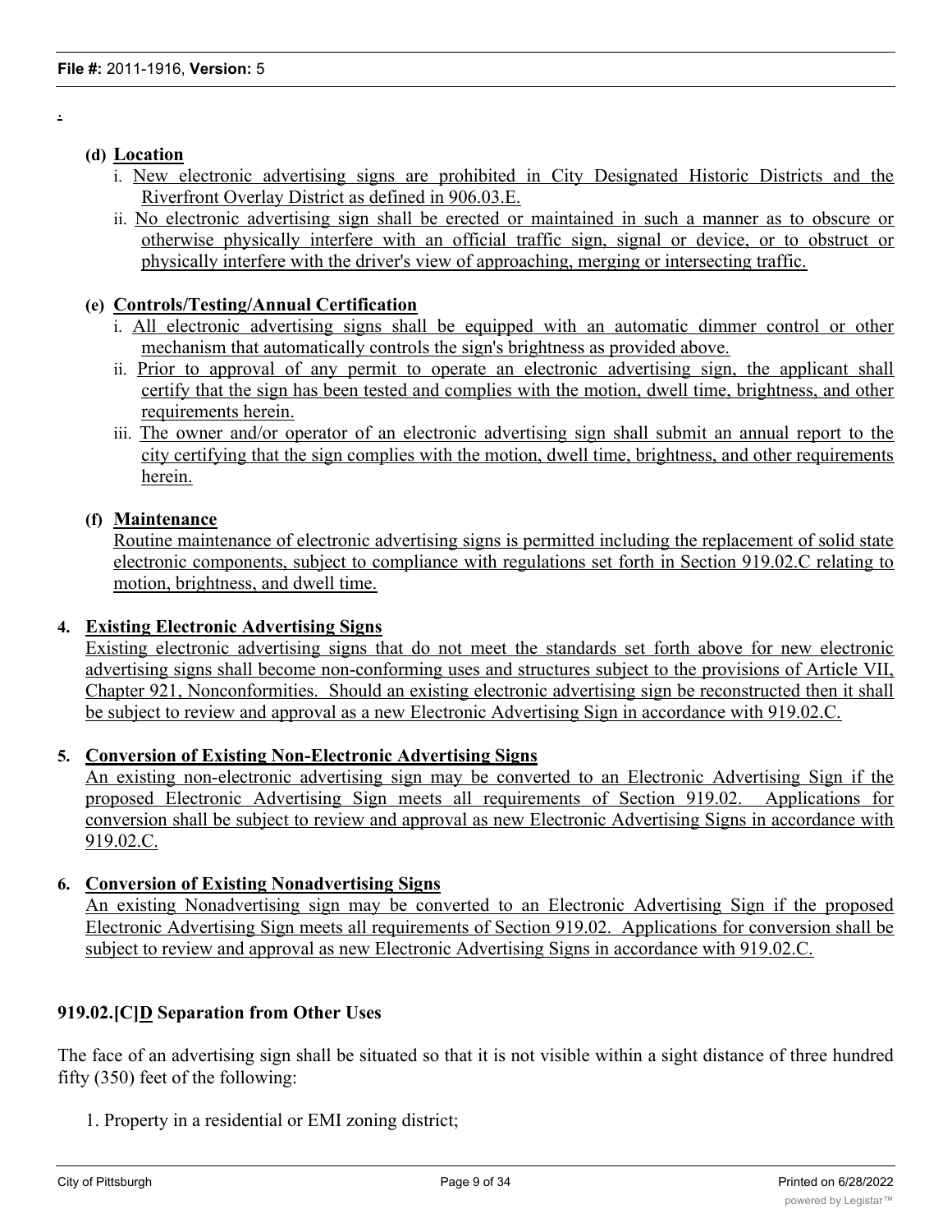.

**(d) Location**

i. New electronic advertising signs are prohibited in City Designated Historic Districts and the Riverfront Overlay District as defined in 906.03.E.

ii. No electronic advertising sign shall be erected or maintained in such a manner as to obscure or otherwise physically interfere with an official traffic sign, signal or device, or to obstruct or physically interfere with the driver's view of approaching, merging or intersecting traffic.

**(e) Controls/Testing/Annual Certification**

i. All electronic advertising signs shall be equipped with an automatic dimmer control or other mechanism that automatically controls the sign's brightness as provided above.

ii. Prior to approval of any permit to operate an electronic advertising sign, the applicant shall certify that the sign has been tested and complies with the motion, dwell time, brightness, and other requirements herein.

iii. The owner and/or operator of an electronic advertising sign shall submit an annual report to the city certifying that the sign complies with the motion, dwell time, brightness, and other requirements herein.

**(f) Maintenance**

Routine maintenance of electronic advertising signs is permitted including the replacement of solid state electronic components, subject to compliance with regulations set forth in Section 919.02.C relating to motion, brightness, and dwell time.

**4. Existing Electronic Advertising Signs**

Existing electronic advertising signs that do not meet the standards set forth above for new electronic advertising signs shall become non-conforming uses and structures subject to the provisions of Article VII, Chapter 921, Nonconformities. Should an existing electronic advertising sign be reconstructed then it shall be subject to review and approval as a new Electronic Advertising Sign in accordance with 919.02.C.

**5. Conversion of Existing Non-Electronic Advertising Signs**

An existing non-electronic advertising sign may be converted to an Electronic Advertising Sign if the proposed Electronic Advertising Sign meets all requirements of Section 919.02. Applications for conversion shall be subject to review and approval as new Electronic Advertising Signs in accordance with 919.02.C.

**6. Conversion of Existing Nonadvertising Signs**

An existing Nonadvertising sign may be converted to an Electronic Advertising Sign if the proposed Electronic Advertising Sign meets all requirements of Section 919.02. Applications for conversion shall be subject to review and approval as new Electronic Advertising Signs in accordance with 919.02.C.

**919.02.[C]D Separation from Other Uses**

The face of an advertising sign shall be situated so that it is not visible within a sight distance of three hundred fifty (350) feet of the following:

1. Property in a residential or EMI zoning district;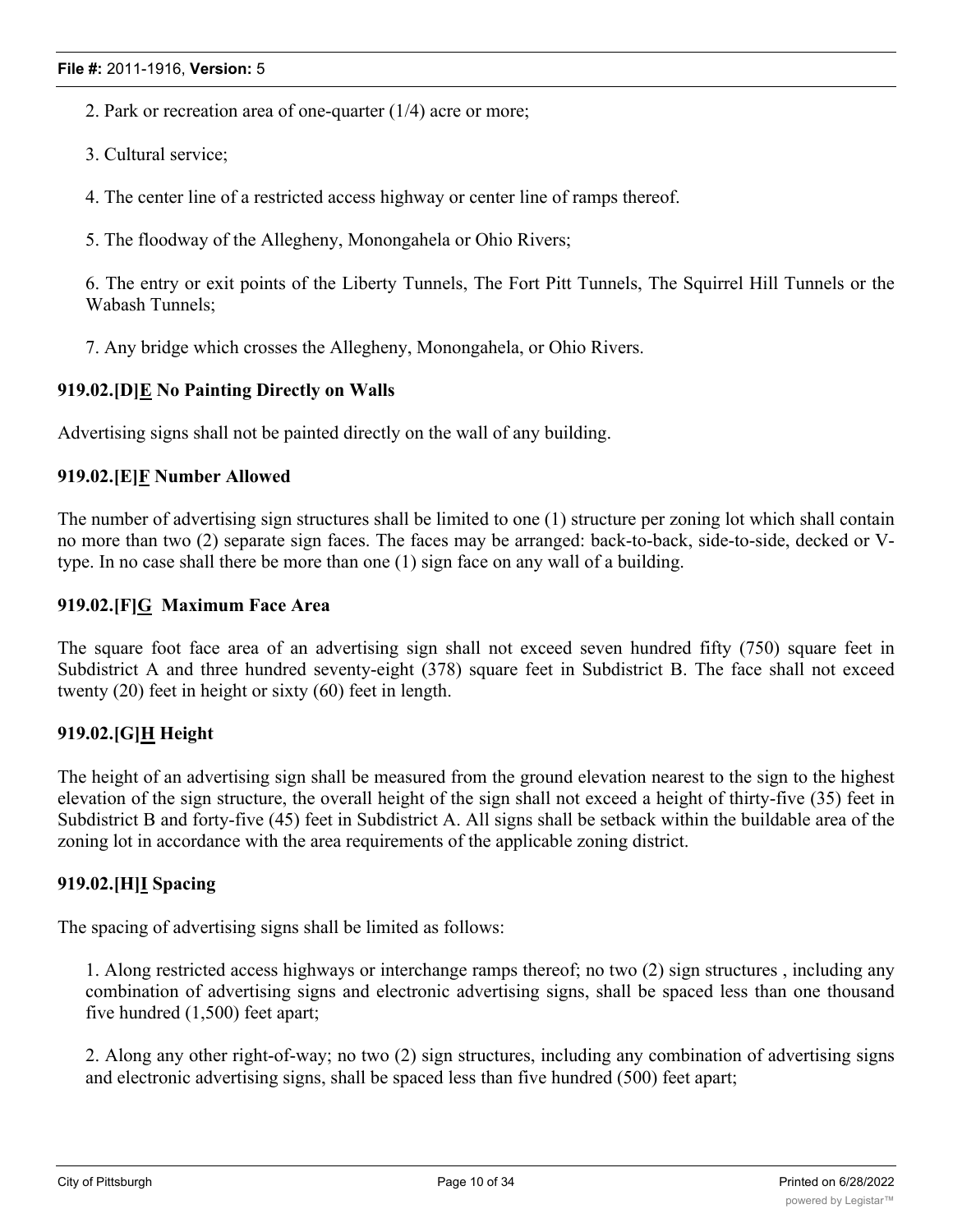2. Park or recreation area of one-quarter (1/4) acre or more;

3. Cultural service;

4. The center line of a restricted access highway or center line of ramps thereof.

5. The floodway of the Allegheny, Monongahela or Ohio Rivers;

6. The entry or exit points of the Liberty Tunnels, The Fort Pitt Tunnels, The Squirrel Hill Tunnels or the Wabash Tunnels;

7. Any bridge which crosses the Allegheny, Monongahela, or Ohio Rivers.

**919.02.[D]E No Painting Directly on Walls**

Advertising signs shall not be painted directly on the wall of any building.

**919.02.[E]F Number Allowed**

The number of advertising sign structures shall be limited to one (1) structure per zoning lot which shall contain no more than two (2) separate sign faces. The faces may be arranged: back-to-back, side-to-side, decked or V-type. In no case shall there be more than one (1) sign face on any wall of a building.

**919.02.[F]G Maximum Face Area**

The square foot face area of an advertising sign shall not exceed seven hundred fifty (750) square feet in Subdistrict A and three hundred seventy-eight (378) square feet in Subdistrict B. The face shall not exceed twenty (20) feet in height or sixty (60) feet in length.

**919.02.[G]H Height**

The height of an advertising sign shall be measured from the ground elevation nearest to the sign to the highest elevation of the sign structure, the overall height of the sign shall not exceed a height of thirty-five (35) feet in Subdistrict B and forty-five (45) feet in Subdistrict A. All signs shall be setback within the buildable area of the zoning lot in accordance with the area requirements of the applicable zoning district.

**919.02.[H]I Spacing**

The spacing of advertising signs shall be limited as follows:

1. Along restricted access highways or interchange ramps thereof; no two (2) sign structures , including any combination of advertising signs and electronic advertising signs, shall be spaced less than one thousand five hundred (1,500) feet apart;

2. Along any other right-of-way; no two (2) sign structures, including any combination of advertising signs and electronic advertising signs, shall be spaced less than five hundred (500) feet apart;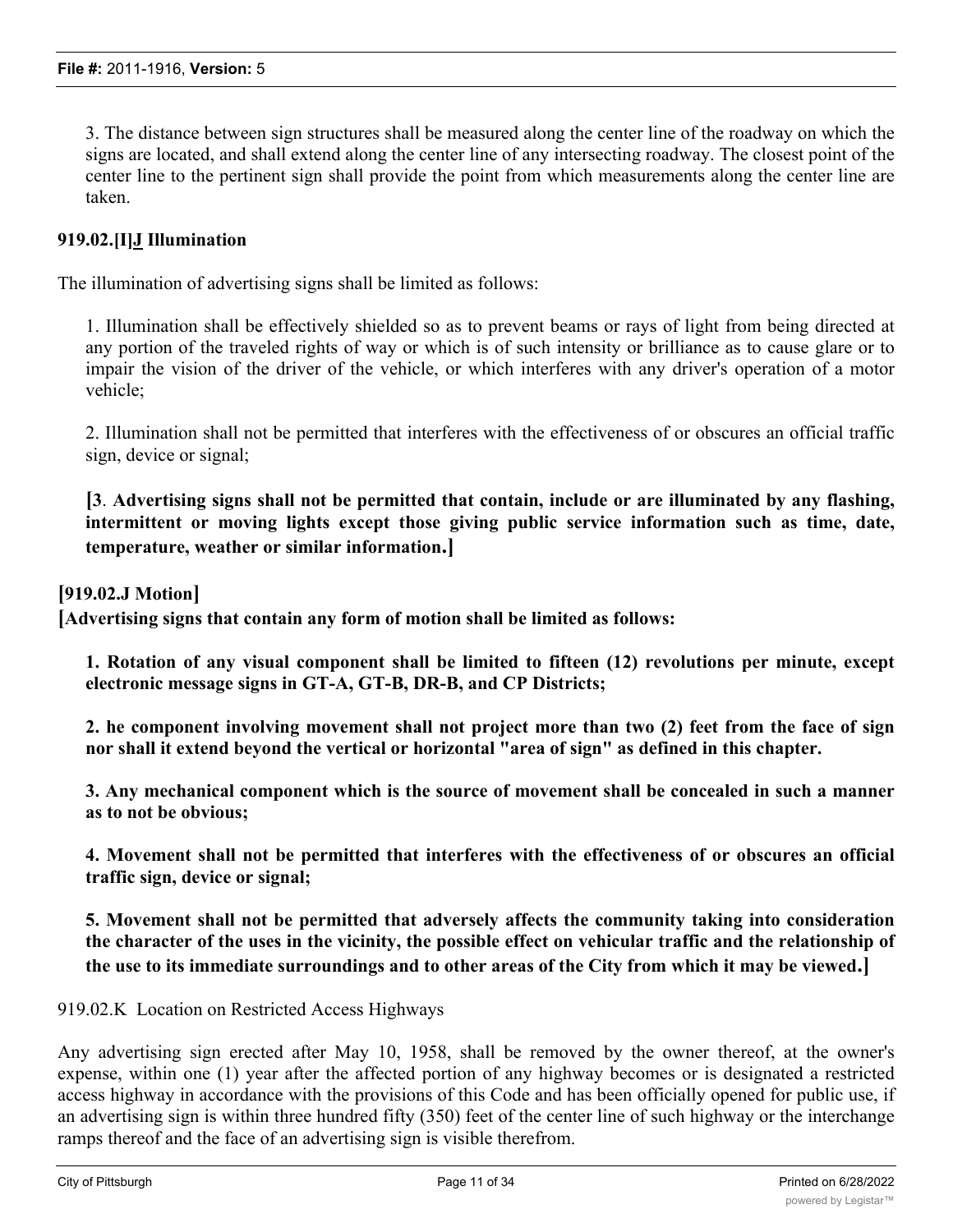3. The distance between sign structures shall be measured along the center line of the roadway on which the signs are located, and shall extend along the center line of any intersecting roadway. The closest point of the center line to the pertinent sign shall provide the point from which measurements along the center line are taken.

**919.02.[I]J Illumination**

The illumination of advertising signs shall be limited as follows:

1. Illumination shall be effectively shielded so as to prevent beams or rays of light from being directed at any portion of the traveled rights of way or which is of such intensity or brilliance as to cause glare or to impair the vision of the driver of the vehicle, or which interferes with any driver's operation of a motor vehicle;

2. Illumination shall not be permitted that interferes with the effectiveness of or obscures an official traffic sign, device or signal;

**[3. Advertising signs shall not be permitted that contain, include or are illuminated by any flashing, intermittent or moving lights except those giving public service information such as time, date, temperature, weather or similar information.]**

**[919.02.J Motion]**

**[Advertising signs that contain any form of motion shall be limited as follows:**

**1. Rotation of any visual component shall be limited to fifteen (12) revolutions per minute, except electronic message signs in GT-A, GT-B, DR-B, and CP Districts;**

**2. he component involving movement shall not project more than two (2) feet from the face of sign nor shall it extend beyond the vertical or horizontal "area of sign" as defined in this chapter.**

**3. Any mechanical component which is the source of movement shall be concealed in such a manner as to not be obvious;**

**4. Movement shall not be permitted that interferes with the effectiveness of or obscures an official traffic sign, device or signal;**

**5. Movement shall not be permitted that adversely affects the community taking into consideration the character of the uses in the vicinity, the possible effect on vehicular traffic and the relationship of the use to its immediate surroundings and to other areas of the City from which it may be viewed.]**

919.02.K Location on Restricted Access Highways

Any advertising sign erected after May 10, 1958, shall be removed by the owner thereof, at the owner's expense, within one (1) year after the affected portion of any highway becomes or is designated a restricted access highway in accordance with the provisions of this Code and has been officially opened for public use, if an advertising sign is within three hundred fifty (350) feet of the center line of such highway or the interchange ramps thereof and the face of an advertising sign is visible therefrom.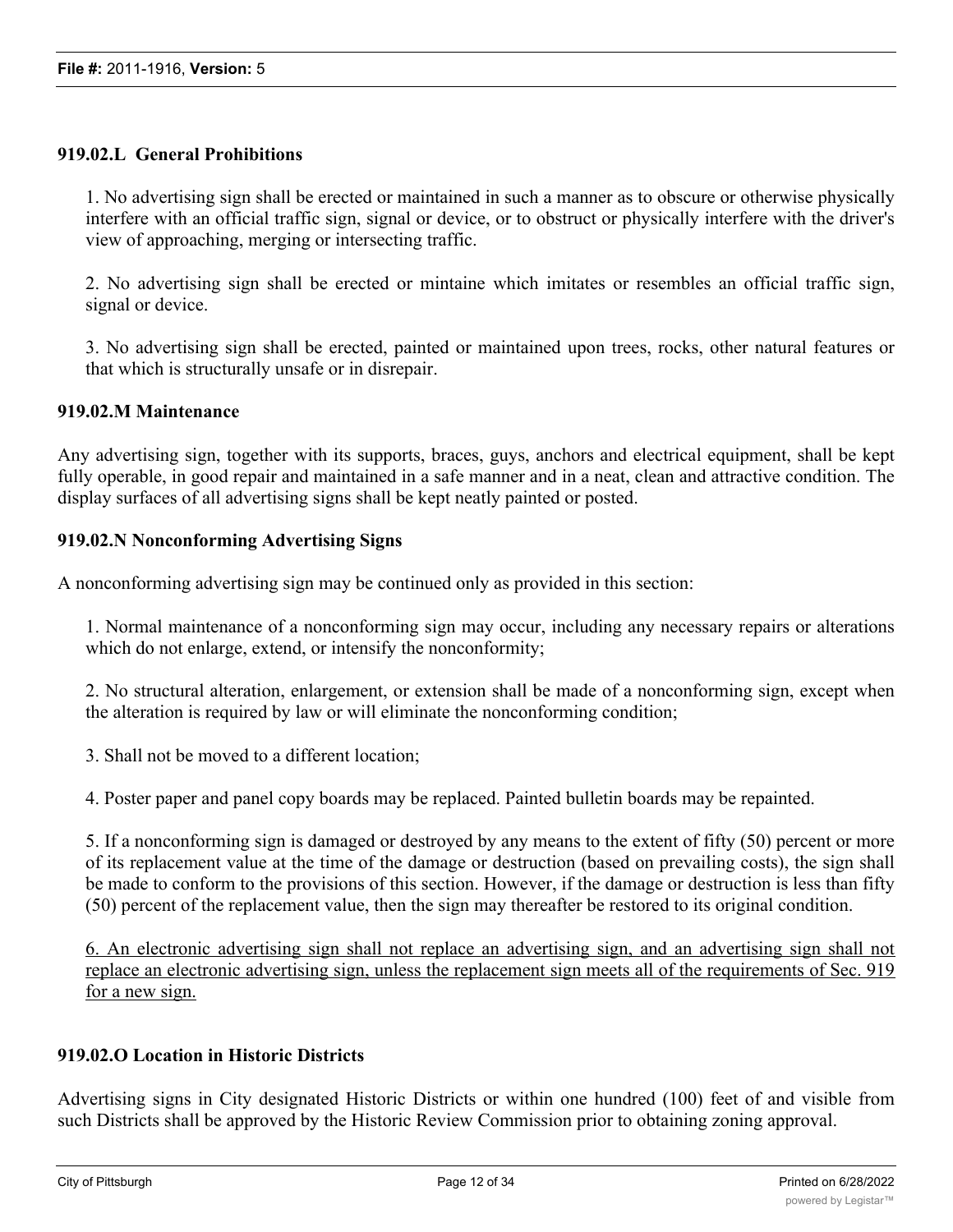### 919.02.L General Prohibitions

1. No advertising sign shall be erected or maintained in such a manner as to obscure or otherwise physically interfere with an official traffic sign, signal or device, or to obstruct or physically interfere with the driver's view of approaching, merging or intersecting traffic.

2. No advertising sign shall be erected or mintaine which imitates or resembles an official traffic sign, signal or device.

3. No advertising sign shall be erected, painted or maintained upon trees, rocks, other natural features or that which is structurally unsafe or in disrepair.

### 919.02.M Maintenance

Any advertising sign, together with its supports, braces, guys, anchors and electrical equipment, shall be kept fully operable, in good repair and maintained in a safe manner and in a neat, clean and attractive condition. The display surfaces of all advertising signs shall be kept neatly painted or posted.

### 919.02.N Nonconforming Advertising Signs

A nonconforming advertising sign may be continued only as provided in this section:

1. Normal maintenance of a nonconforming sign may occur, including any necessary repairs or alterations which do not enlarge, extend, or intensify the nonconformity;

2. No structural alteration, enlargement, or extension shall be made of a nonconforming sign, except when the alteration is required by law or will eliminate the nonconforming condition;

3. Shall not be moved to a different location;

4. Poster paper and panel copy boards may be replaced. Painted bulletin boards may be repainted.

5. If a nonconforming sign is damaged or destroyed by any means to the extent of fifty (50) percent or more of its replacement value at the time of the damage or destruction (based on prevailing costs), the sign shall be made to conform to the provisions of this section. However, if the damage or destruction is less than fifty (50) percent of the replacement value, then the sign may thereafter be restored to its original condition.

<u>6. An electronic advertising sign shall not replace an advertising sign, and an advertising sign shall not replace an electronic advertising sign, unless the replacement sign meets all of the requirements of Sec. 919 for a new sign.</u>

### 919.02.O Location in Historic Districts

Advertising signs in City designated Historic Districts or within one hundred (100) feet of and visible from such Districts shall be approved by the Historic Review Commission prior to obtaining zoning approval.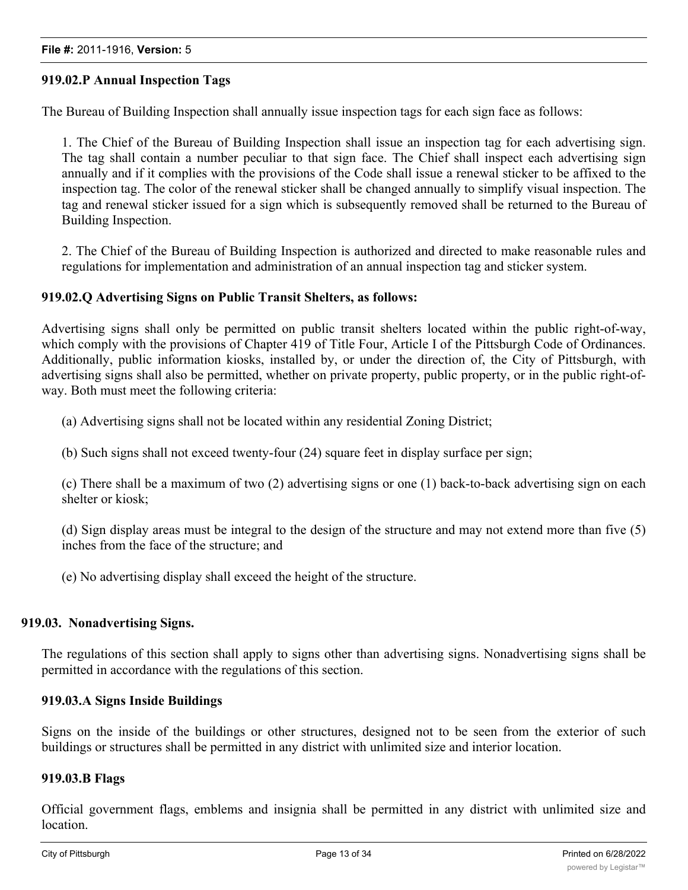**919.02.P Annual Inspection Tags**

The Bureau of Building Inspection shall annually issue inspection tags for each sign face as follows:

1. The Chief of the Bureau of Building Inspection shall issue an inspection tag for each advertising sign. The tag shall contain a number peculiar to that sign face. The Chief shall inspect each advertising sign annually and if it complies with the provisions of the Code shall issue a renewal sticker to be affixed to the inspection tag. The color of the renewal sticker shall be changed annually to simplify visual inspection. The tag and renewal sticker issued for a sign which is subsequently removed shall be returned to the Bureau of Building Inspection.

2. The Chief of the Bureau of Building Inspection is authorized and directed to make reasonable rules and regulations for implementation and administration of an annual inspection tag and sticker system.

**919.02.Q Advertising Signs on Public Transit Shelters, as follows:**

Advertising signs shall only be permitted on public transit shelters located within the public right-of-way, which comply with the provisions of Chapter 419 of Title Four, Article I of the Pittsburgh Code of Ordinances. Additionally, public information kiosks, installed by, or under the direction of, the City of Pittsburgh, with advertising signs shall also be permitted, whether on private property, public property, or in the public right-of-way. Both must meet the following criteria:

(a) Advertising signs shall not be located within any residential Zoning District;

(b) Such signs shall not exceed twenty-four (24) square feet in display surface per sign;

(c) There shall be a maximum of two (2) advertising signs or one (1) back-to-back advertising sign on each shelter or kiosk;

(d) Sign display areas must be integral to the design of the structure and may not extend more than five (5) inches from the face of the structure; and

(e) No advertising display shall exceed the height of the structure.

**919.03. Nonadvertising Signs.**

The regulations of this section shall apply to signs other than advertising signs. Nonadvertising signs shall be permitted in accordance with the regulations of this section.

**919.03.A Signs Inside Buildings**

Signs on the inside of the buildings or other structures, designed not to be seen from the exterior of such buildings or structures shall be permitted in any district with unlimited size and interior location.

**919.03.B Flags**

Official government flags, emblems and insignia shall be permitted in any district with unlimited size and location.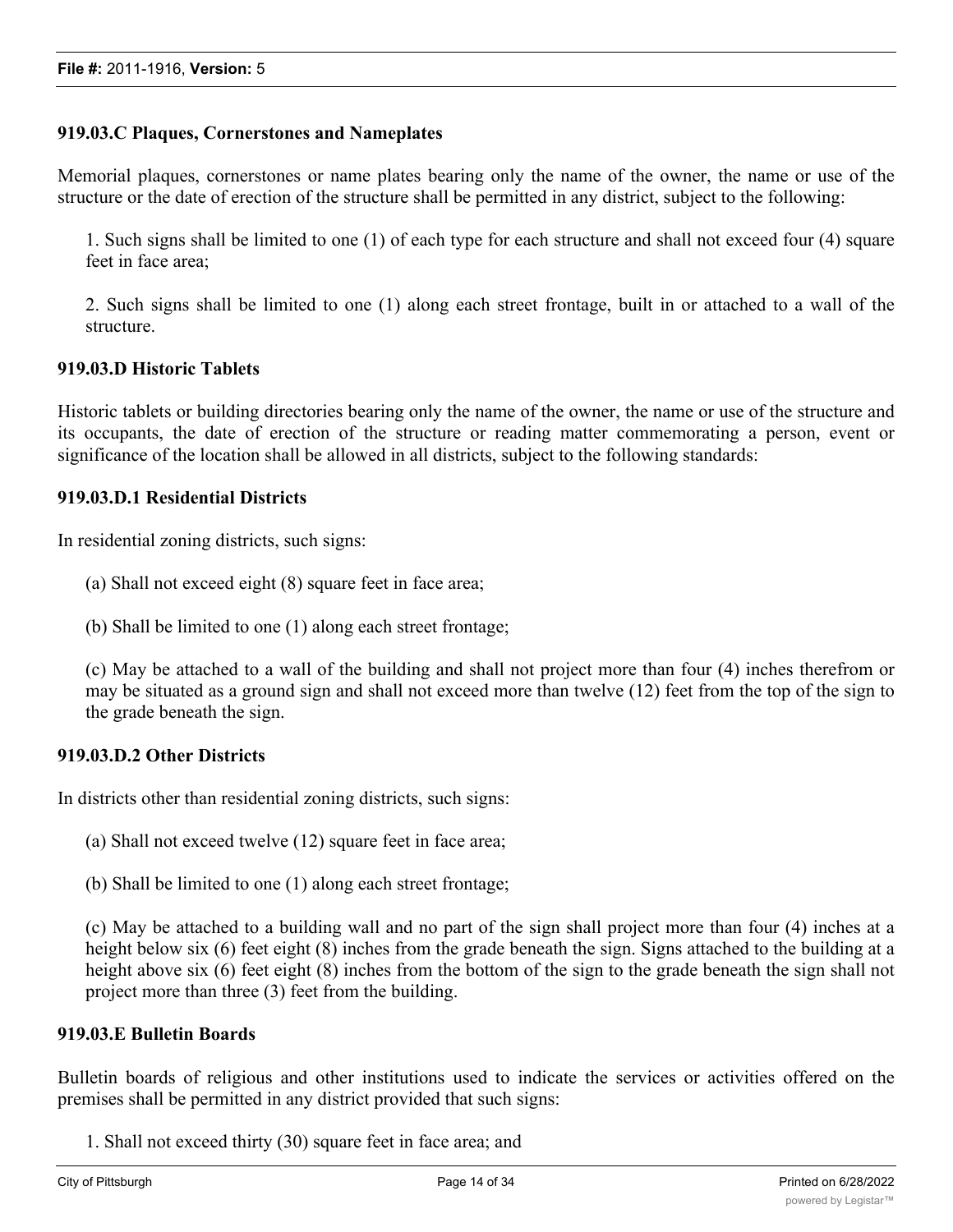**919.03.C Plaques, Cornerstones and Nameplates**

Memorial plaques, cornerstones or name plates bearing only the name of the owner, the name or use of the structure or the date of erection of the structure shall be permitted in any district, subject to the following:

1. Such signs shall be limited to one (1) of each type for each structure and shall not exceed four (4) square feet in face area;

2. Such signs shall be limited to one (1) along each street frontage, built in or attached to a wall of the structure.

**919.03.D Historic Tablets**

Historic tablets or building directories bearing only the name of the owner, the name or use of the structure and its occupants, the date of erection of the structure or reading matter commemorating a person, event or significance of the location shall be allowed in all districts, subject to the following standards:

**919.03.D.1 Residential Districts**

In residential zoning districts, such signs:

(a) Shall not exceed eight (8) square feet in face area;

(b) Shall be limited to one (1) along each street frontage;

(c) May be attached to a wall of the building and shall not project more than four (4) inches therefrom or may be situated as a ground sign and shall not exceed more than twelve (12) feet from the top of the sign to the grade beneath the sign.

**919.03.D.2 Other Districts**

In districts other than residential zoning districts, such signs:

(a) Shall not exceed twelve (12) square feet in face area;

(b) Shall be limited to one (1) along each street frontage;

(c) May be attached to a building wall and no part of the sign shall project more than four (4) inches at a height below six (6) feet eight (8) inches from the grade beneath the sign. Signs attached to the building at a height above six (6) feet eight (8) inches from the bottom of the sign to the grade beneath the sign shall not project more than three (3) feet from the building.

**919.03.E Bulletin Boards**

Bulletin boards of religious and other institutions used to indicate the services or activities offered on the premises shall be permitted in any district provided that such signs:

1. Shall not exceed thirty (30) square feet in face area; and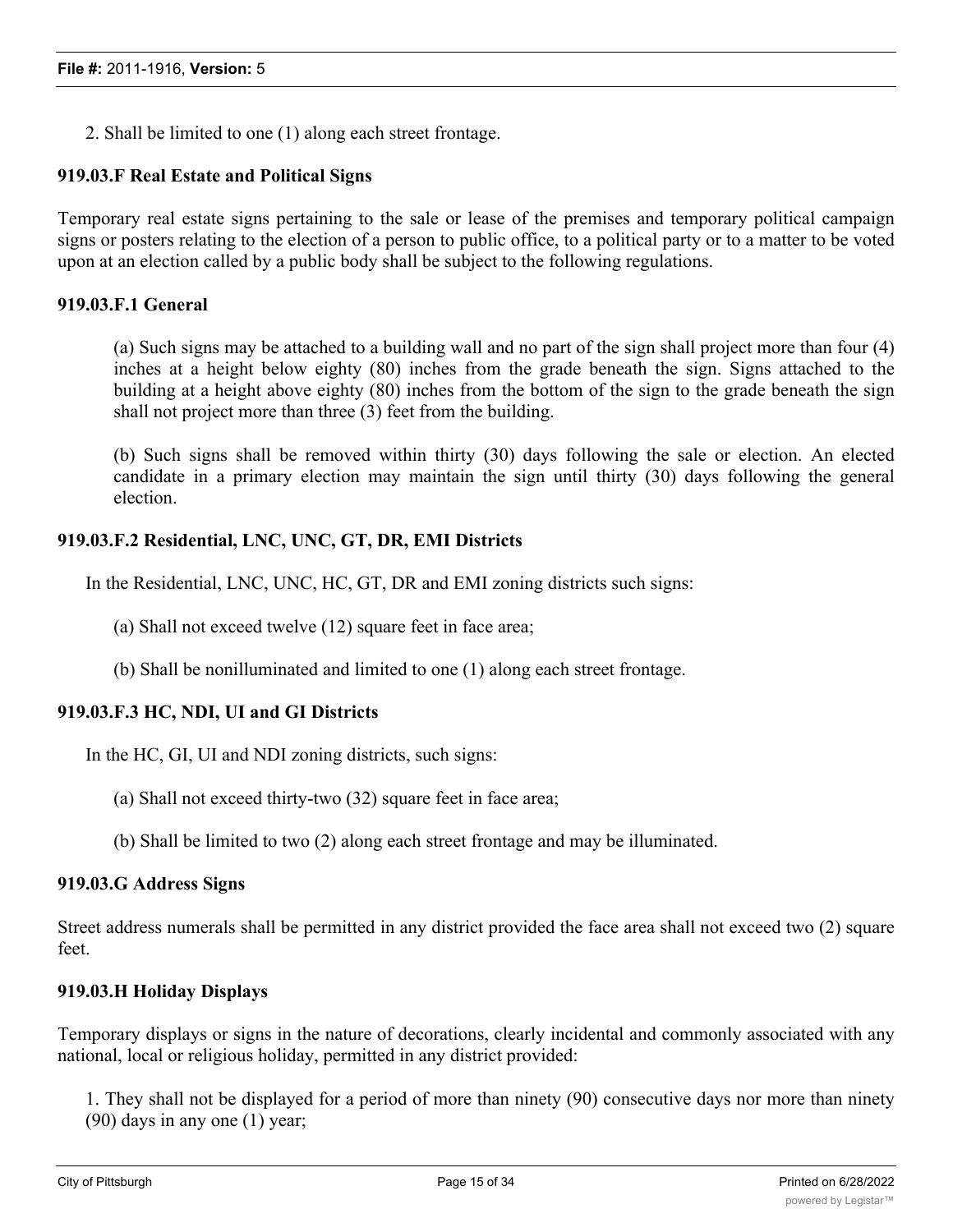2. Shall be limited to one (1) along each street frontage.

### 919.03.F Real Estate and Political Signs

Temporary real estate signs pertaining to the sale or lease of the premises and temporary political campaign signs or posters relating to the election of a person to public office, to a political party or to a matter to be voted upon at an election called by a public body shall be subject to the following regulations.

#### 919.03.F.1 General

(a) Such signs may be attached to a building wall and no part of the sign shall project more than four (4) inches at a height below eighty (80) inches from the grade beneath the sign. Signs attached to the building at a height above eighty (80) inches from the bottom of the sign to the grade beneath the sign shall not project more than three (3) feet from the building.

(b) Such signs shall be removed within thirty (30) days following the sale or election. An elected candidate in a primary election may maintain the sign until thirty (30) days following the general election.

#### 919.03.F.2 Residential, LNC, UNC, GT, DR, EMI Districts

In the Residential, LNC, UNC, HC, GT, DR and EMI zoning districts such signs:

(a) Shall not exceed twelve (12) square feet in face area;

(b) Shall be nonilluminated and limited to one (1) along each street frontage.

#### 919.03.F.3 HC, NDI, UI and GI Districts

In the HC, GI, UI and NDI zoning districts, such signs:

(a) Shall not exceed thirty-two (32) square feet in face area;

(b) Shall be limited to two (2) along each street frontage and may be illuminated.

### 919.03.G Address Signs

Street address numerals shall be permitted in any district provided the face area shall not exceed two (2) square feet.

### 919.03.H Holiday Displays

Temporary displays or signs in the nature of decorations, clearly incidental and commonly associated with any national, local or religious holiday, permitted in any district provided:

1. They shall not be displayed for a period of more than ninety (90) consecutive days nor more than ninety (90) days in any one (1) year;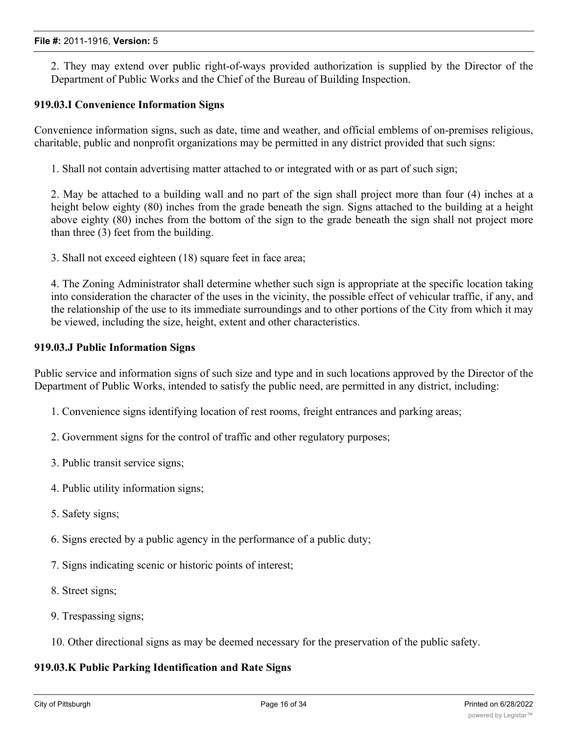2. They may extend over public right-of-ways provided authorization is supplied by the Director of the Department of Public Works and the Chief of the Bureau of Building Inspection.

**919.03.I Convenience Information Signs**

Convenience information signs, such as date, time and weather, and official emblems of on-premises religious, charitable, public and nonprofit organizations may be permitted in any district provided that such signs:

1. Shall not contain advertising matter attached to or integrated with or as part of such sign;

2. May be attached to a building wall and no part of the sign shall project more than four (4) inches at a height below eighty (80) inches from the grade beneath the sign. Signs attached to the building at a height above eighty (80) inches from the bottom of the sign to the grade beneath the sign shall not project more than three (3) feet from the building.

3. Shall not exceed eighteen (18) square feet in face area;

4. The Zoning Administrator shall determine whether such sign is appropriate at the specific location taking into consideration the character of the uses in the vicinity, the possible effect of vehicular traffic, if any, and the relationship of the use to its immediate surroundings and to other portions of the City from which it may be viewed, including the size, height, extent and other characteristics.

**919.03.J Public Information Signs**

Public service and information signs of such size and type and in such locations approved by the Director of the Department of Public Works, intended to satisfy the public need, are permitted in any district, including:

1. Convenience signs identifying location of rest rooms, freight entrances and parking areas;

2. Government signs for the control of traffic and other regulatory purposes;

3. Public transit service signs;

4. Public utility information signs;

5. Safety signs;

6. Signs erected by a public agency in the performance of a public duty;

7. Signs indicating scenic or historic points of interest;

8. Street signs;

9. Trespassing signs;

10. Other directional signs as may be deemed necessary for the preservation of the public safety.

**919.03.K Public Parking Identification and Rate Signs**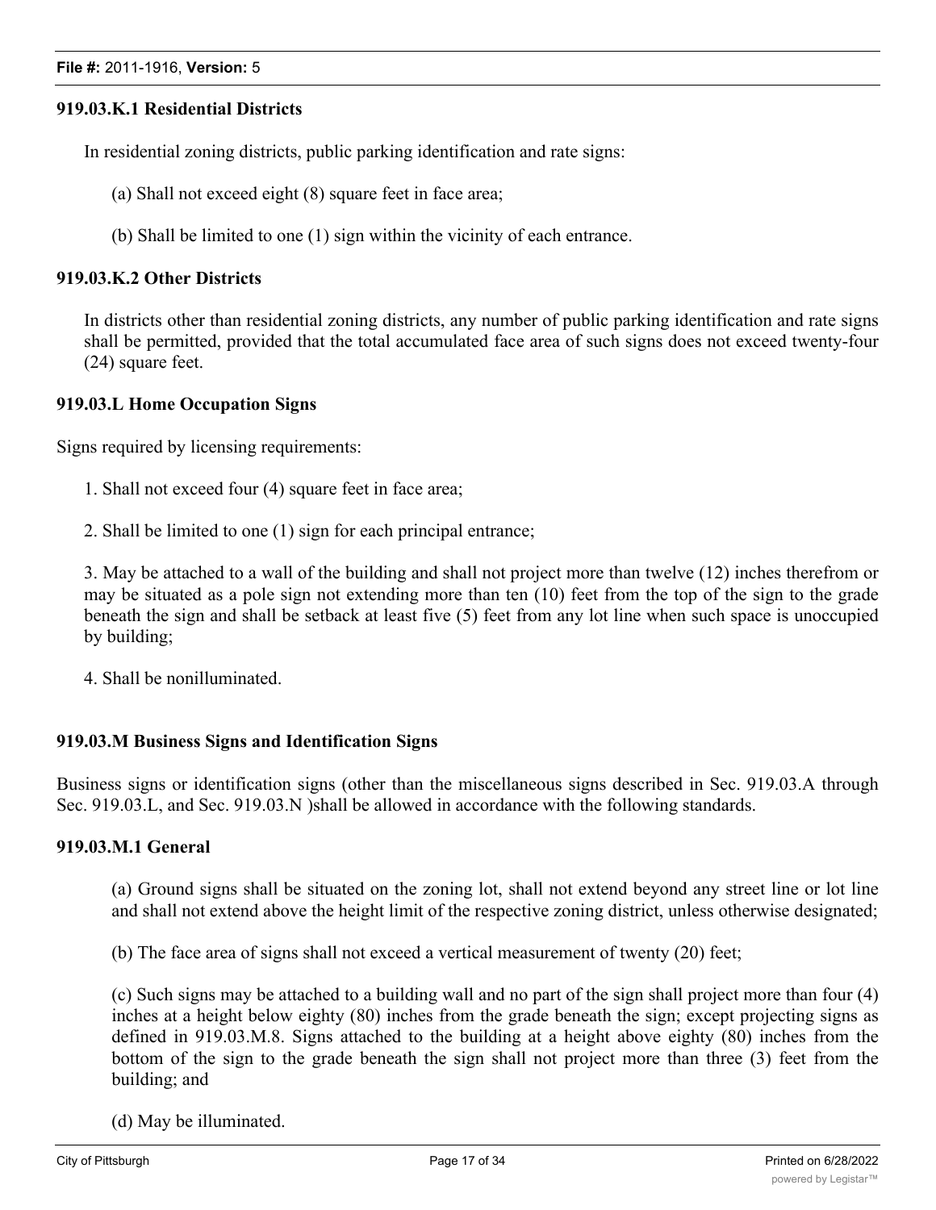### 919.03.K.1 Residential Districts

In residential zoning districts, public parking identification and rate signs:

(a) Shall not exceed eight (8) square feet in face area;

(b) Shall be limited to one (1) sign within the vicinity of each entrance.

### 919.03.K.2 Other Districts

In districts other than residential zoning districts, any number of public parking identification and rate signs shall be permitted, provided that the total accumulated face area of such signs does not exceed twenty-four (24) square feet.

### 919.03.L Home Occupation Signs

Signs required by licensing requirements:

1. Shall not exceed four (4) square feet in face area;

2. Shall be limited to one (1) sign for each principal entrance;

3. May be attached to a wall of the building and shall not project more than twelve (12) inches therefrom or may be situated as a pole sign not extending more than ten (10) feet from the top of the sign to the grade beneath the sign and shall be setback at least five (5) feet from any lot line when such space is unoccupied by building;

4. Shall be nonilluminated.

### 919.03.M Business Signs and Identification Signs

Business signs or identification signs (other than the miscellaneous signs described in Sec. 919.03.A through Sec. 919.03.L, and Sec. 919.03.N )shall be allowed in accordance with the following standards.

### 919.03.M.1 General

(a) Ground signs shall be situated on the zoning lot, shall not extend beyond any street line or lot line and shall not extend above the height limit of the respective zoning district, unless otherwise designated;

(b) The face area of signs shall not exceed a vertical measurement of twenty (20) feet;

(c) Such signs may be attached to a building wall and no part of the sign shall project more than four (4) inches at a height below eighty (80) inches from the grade beneath the sign; except projecting signs as defined in 919.03.M.8. Signs attached to the building at a height above eighty (80) inches from the bottom of the sign to the grade beneath the sign shall not project more than three (3) feet from the building; and

(d) May be illuminated.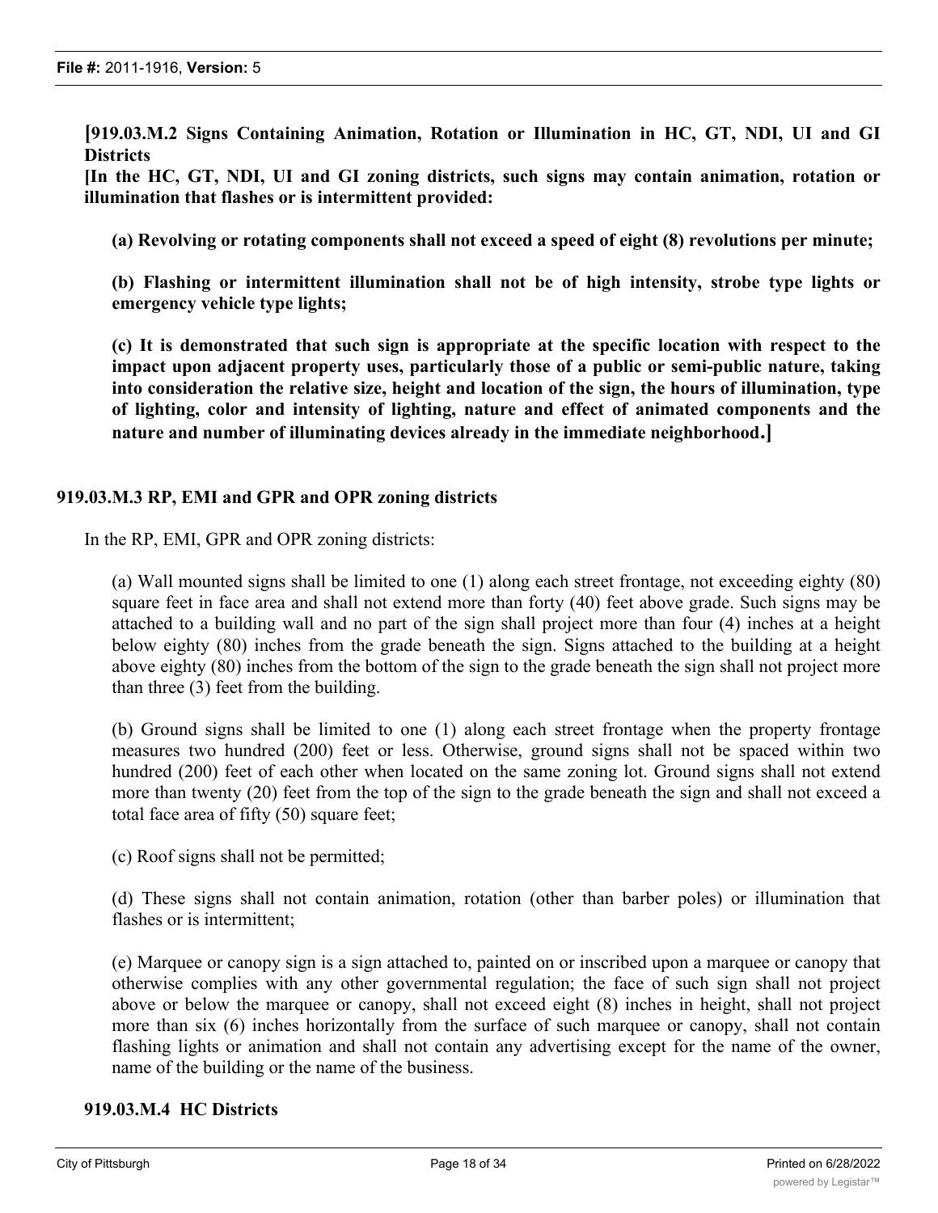**[919.03.M.2 Signs Containing Animation, Rotation or Illumination in HC, GT, NDI, UI and GI Districts**

**[In the HC, GT, NDI, UI and GI zoning districts, such signs may contain animation, rotation or illumination that flashes or is intermittent provided:**

**(a) Revolving or rotating components shall not exceed a speed of eight (8) revolutions per minute;**

**(b) Flashing or intermittent illumination shall not be of high intensity, strobe type lights or emergency vehicle type lights;**

**(c) It is demonstrated that such sign is appropriate at the specific location with respect to the impact upon adjacent property uses, particularly those of a public or semi-public nature, taking into consideration the relative size, height and location of the sign, the hours of illumination, type of lighting, color and intensity of lighting, nature and effect of animated components and the nature and number of illuminating devices already in the immediate neighborhood.]**

**919.03.M.3 RP, EMI and GPR and OPR zoning districts**

In the RP, EMI, GPR and OPR zoning districts:

(a) Wall mounted signs shall be limited to one (1) along each street frontage, not exceeding eighty (80) square feet in face area and shall not extend more than forty (40) feet above grade. Such signs may be attached to a building wall and no part of the sign shall project more than four (4) inches at a height below eighty (80) inches from the grade beneath the sign. Signs attached to the building at a height above eighty (80) inches from the bottom of the sign to the grade beneath the sign shall not project more than three (3) feet from the building.

(b) Ground signs shall be limited to one (1) along each street frontage when the property frontage measures two hundred (200) feet or less. Otherwise, ground signs shall not be spaced within two hundred (200) feet of each other when located on the same zoning lot. Ground signs shall not extend more than twenty (20) feet from the top of the sign to the grade beneath the sign and shall not exceed a total face area of fifty (50) square feet;

(c) Roof signs shall not be permitted;

(d) These signs shall not contain animation, rotation (other than barber poles) or illumination that flashes or is intermittent;

(e) Marquee or canopy sign is a sign attached to, painted on or inscribed upon a marquee or canopy that otherwise complies with any other governmental regulation; the face of such sign shall not project above or below the marquee or canopy, shall not exceed eight (8) inches in height, shall not project more than six (6) inches horizontally from the surface of such marquee or canopy, shall not contain flashing lights or animation and shall not contain any advertising except for the name of the owner, name of the building or the name of the business.

**919.03.M.4 HC Districts**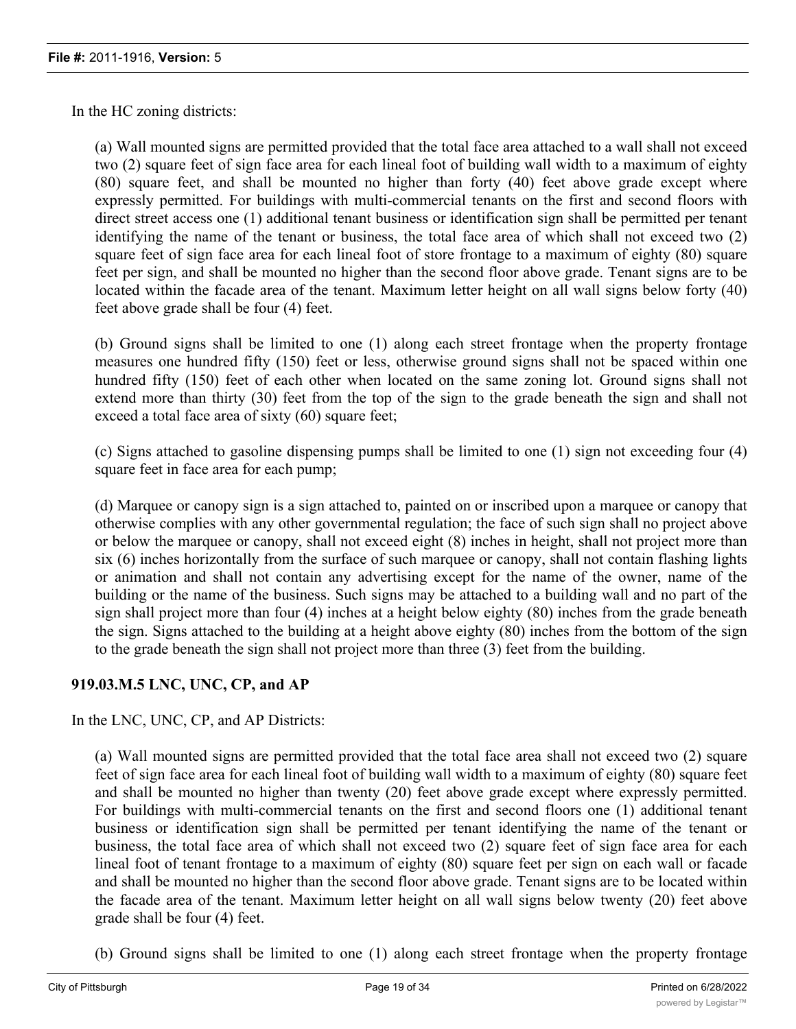In the HC zoning districts:

(a) Wall mounted signs are permitted provided that the total face area attached to a wall shall not exceed two (2) square feet of sign face area for each lineal foot of building wall width to a maximum of eighty (80) square feet, and shall be mounted no higher than forty (40) feet above grade except where expressly permitted. For buildings with multi-commercial tenants on the first and second floors with direct street access one (1) additional tenant business or identification sign shall be permitted per tenant identifying the name of the tenant or business, the total face area of which shall not exceed two (2) square feet of sign face area for each lineal foot of store frontage to a maximum of eighty (80) square feet per sign, and shall be mounted no higher than the second floor above grade. Tenant signs are to be located within the facade area of the tenant. Maximum letter height on all wall signs below forty (40) feet above grade shall be four (4) feet.

(b) Ground signs shall be limited to one (1) along each street frontage when the property frontage measures one hundred fifty (150) feet or less, otherwise ground signs shall not be spaced within one hundred fifty (150) feet of each other when located on the same zoning lot. Ground signs shall not extend more than thirty (30) feet from the top of the sign to the grade beneath the sign and shall not exceed a total face area of sixty (60) square feet;

(c) Signs attached to gasoline dispensing pumps shall be limited to one (1) sign not exceeding four (4) square feet in face area for each pump;

(d) Marquee or canopy sign is a sign attached to, painted on or inscribed upon a marquee or canopy that otherwise complies with any other governmental regulation; the face of such sign shall no project above or below the marquee or canopy, shall not exceed eight (8) inches in height, shall not project more than six (6) inches horizontally from the surface of such marquee or canopy, shall not contain flashing lights or animation and shall not contain any advertising except for the name of the owner, name of the building or the name of the business. Such signs may be attached to a building wall and no part of the sign shall project more than four (4) inches at a height below eighty (80) inches from the grade beneath the sign. Signs attached to the building at a height above eighty (80) inches from the bottom of the sign to the grade beneath the sign shall not project more than three (3) feet from the building.

### 919.03.M.5 LNC, UNC, CP, and AP

In the LNC, UNC, CP, and AP Districts:

(a) Wall mounted signs are permitted provided that the total face area shall not exceed two (2) square feet of sign face area for each lineal foot of building wall width to a maximum of eighty (80) square feet and shall be mounted no higher than twenty (20) feet above grade except where expressly permitted. For buildings with multi-commercial tenants on the first and second floors one (1) additional tenant business or identification sign shall be permitted per tenant identifying the name of the tenant or business, the total face area of which shall not exceed two (2) square feet of sign face area for each lineal foot of tenant frontage to a maximum of eighty (80) square feet per sign on each wall or facade and shall be mounted no higher than the second floor above grade. Tenant signs are to be located within the facade area of the tenant. Maximum letter height on all wall signs below twenty (20) feet above grade shall be four (4) feet.

(b) Ground signs shall be limited to one (1) along each street frontage when the property frontage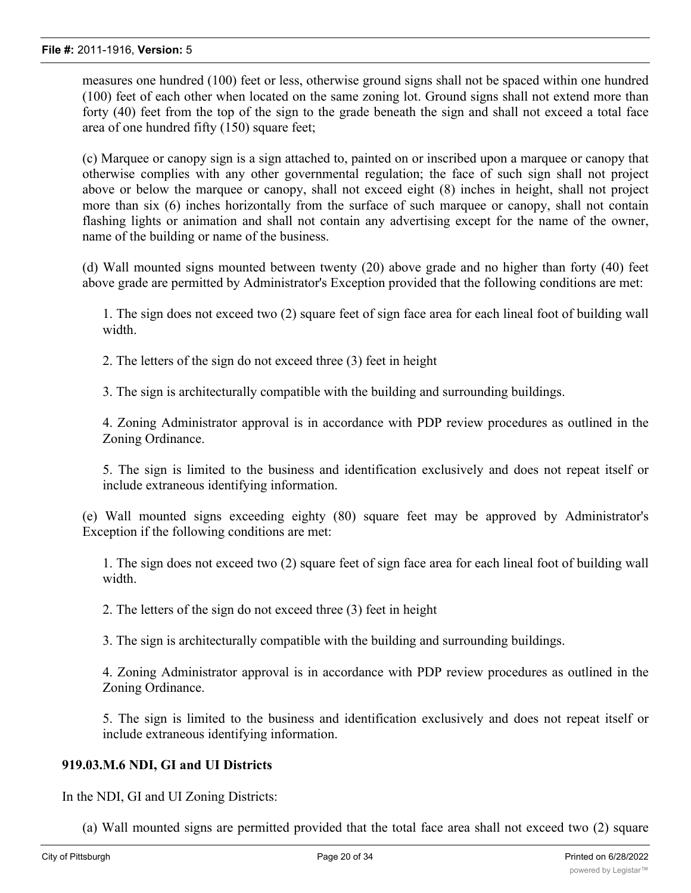measures one hundred (100) feet or less, otherwise ground signs shall not be spaced within one hundred (100) feet of each other when located on the same zoning lot. Ground signs shall not extend more than forty (40) feet from the top of the sign to the grade beneath the sign and shall not exceed a total face area of one hundred fifty (150) square feet;

(c) Marquee or canopy sign is a sign attached to, painted on or inscribed upon a marquee or canopy that otherwise complies with any other governmental regulation; the face of such sign shall not project above or below the marquee or canopy, shall not exceed eight (8) inches in height, shall not project more than six (6) inches horizontally from the surface of such marquee or canopy, shall not contain flashing lights or animation and shall not contain any advertising except for the name of the owner, name of the building or name of the business.

(d) Wall mounted signs mounted between twenty (20) above grade and no higher than forty (40) feet above grade are permitted by Administrator's Exception provided that the following conditions are met:

1. The sign does not exceed two (2) square feet of sign face area for each lineal foot of building wall width.

2. The letters of the sign do not exceed three (3) feet in height

3. The sign is architecturally compatible with the building and surrounding buildings.

4. Zoning Administrator approval is in accordance with PDP review procedures as outlined in the Zoning Ordinance.

5. The sign is limited to the business and identification exclusively and does not repeat itself or include extraneous identifying information.

(e) Wall mounted signs exceeding eighty (80) square feet may be approved by Administrator's Exception if the following conditions are met:

1. The sign does not exceed two (2) square feet of sign face area for each lineal foot of building wall width.

2. The letters of the sign do not exceed three (3) feet in height

3. The sign is architecturally compatible with the building and surrounding buildings.

4. Zoning Administrator approval is in accordance with PDP review procedures as outlined in the Zoning Ordinance.

5. The sign is limited to the business and identification exclusively and does not repeat itself or include extraneous identifying information.

**919.03.M.6 NDI, GI and UI Districts**

In the NDI, GI and UI Zoning Districts:

(a) Wall mounted signs are permitted provided that the total face area shall not exceed two (2) square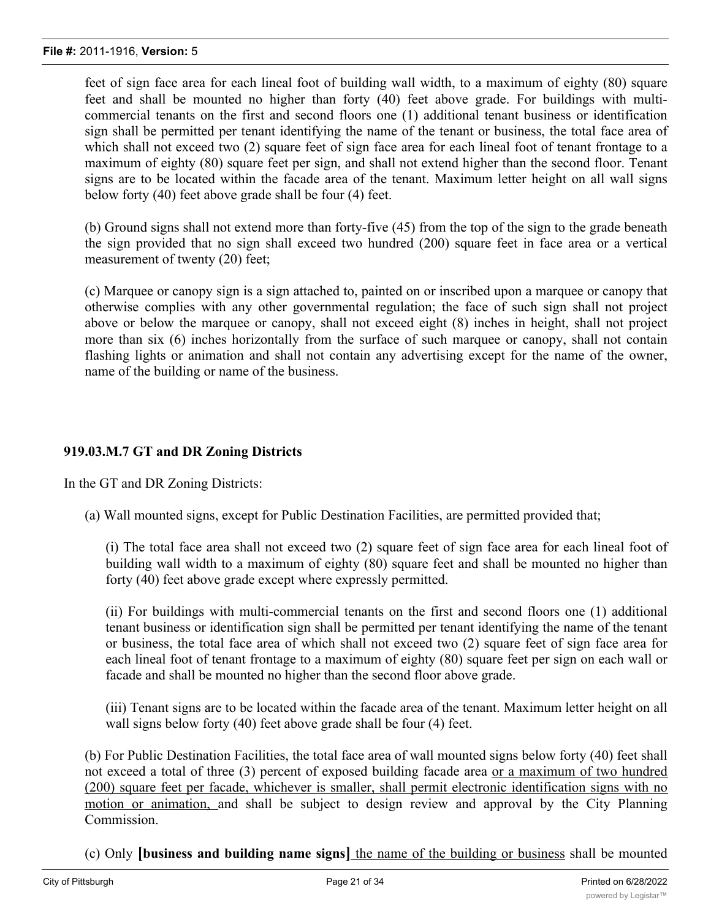feet of sign face area for each lineal foot of building wall width, to a maximum of eighty (80) square feet and shall be mounted no higher than forty (40) feet above grade. For buildings with multi-commercial tenants on the first and second floors one (1) additional tenant business or identification sign shall be permitted per tenant identifying the name of the tenant or business, the total face area of which shall not exceed two (2) square feet of sign face area for each lineal foot of tenant frontage to a maximum of eighty (80) square feet per sign, and shall not extend higher than the second floor. Tenant signs are to be located within the facade area of the tenant. Maximum letter height on all wall signs below forty (40) feet above grade shall be four (4) feet.

(b) Ground signs shall not extend more than forty-five (45) from the top of the sign to the grade beneath the sign provided that no sign shall exceed two hundred (200) square feet in face area or a vertical measurement of twenty (20) feet;

(c) Marquee or canopy sign is a sign attached to, painted on or inscribed upon a marquee or canopy that otherwise complies with any other governmental regulation; the face of such sign shall not project above or below the marquee or canopy, shall not exceed eight (8) inches in height, shall not project more than six (6) inches horizontally from the surface of such marquee or canopy, shall not contain flashing lights or animation and shall not contain any advertising except for the name of the owner, name of the building or name of the business.

**919.03.M.7 GT and DR Zoning Districts**

In the GT and DR Zoning Districts:

(a) Wall mounted signs, except for Public Destination Facilities, are permitted provided that;

(i) The total face area shall not exceed two (2) square feet of sign face area for each lineal foot of building wall width to a maximum of eighty (80) square feet and shall be mounted no higher than forty (40) feet above grade except where expressly permitted.

(ii) For buildings with multi-commercial tenants on the first and second floors one (1) additional tenant business or identification sign shall be permitted per tenant identifying the name of the tenant or business, the total face area of which shall not exceed two (2) square feet of sign face area for each lineal foot of tenant frontage to a maximum of eighty (80) square feet per sign on each wall or facade and shall be mounted no higher than the second floor above grade.

(iii) Tenant signs are to be located within the facade area of the tenant. Maximum letter height on all wall signs below forty (40) feet above grade shall be four (4) feet.

(b) For Public Destination Facilities, the total face area of wall mounted signs below forty (40) feet shall not exceed a total of three (3) percent of exposed building facade area <u>or a maximum of two hundred (200) square feet per facade, whichever is smaller, shall permit electronic identification signs with no motion or animation,</u> and shall be subject to design review and approval by the City Planning Commission.

(c) Only **[business and building name signs]** <u>the name of the building or business</u> shall be mounted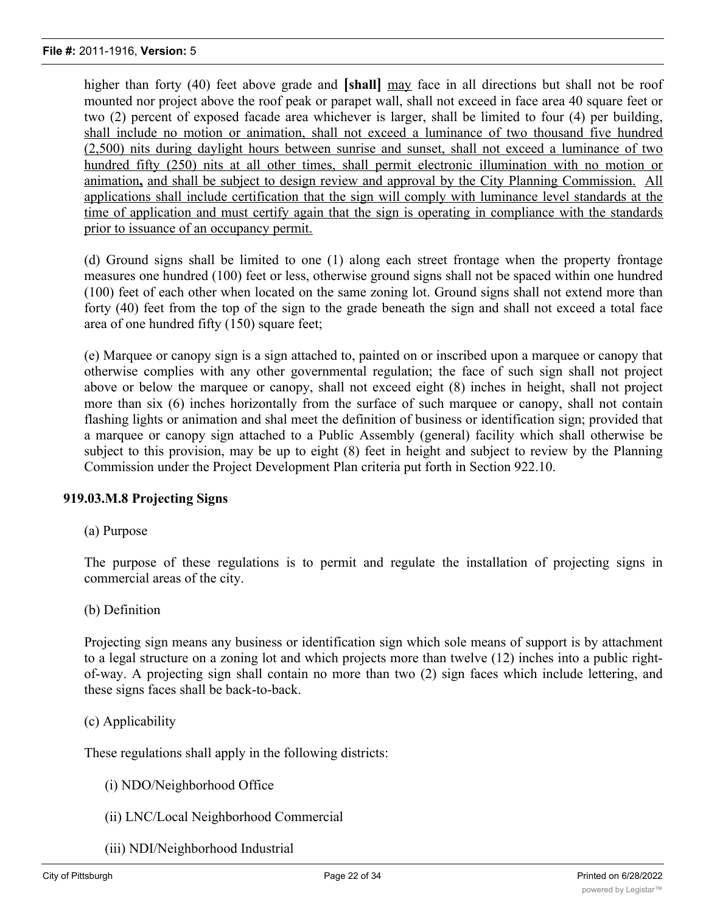higher than forty (40) feet above grade and **[shall]** <u>may</u> face in all directions but shall not be roof mounted nor project above the roof peak or parapet wall, shall not exceed in face area 40 square feet or two (2) percent of exposed facade area whichever is larger, shall be limited to four (4) per building, <u>shall include no motion or animation, shall not exceed a luminance of two thousand five hundred (2,500) nits during daylight hours between sunrise and sunset, shall not exceed a luminance of two hundred fifty (250) nits at all other times, shall permit electronic illumination with no motion or animation</u>**,** <u>and shall be subject to design review and approval by the City Planning Commission.</u> <u>All applications shall include certification that the sign will comply with luminance level standards at the time of application and must certify again that the sign is operating in compliance with the standards prior to issuance of an occupancy permit.</u>

(d) Ground signs shall be limited to one (1) along each street frontage when the property frontage measures one hundred (100) feet or less, otherwise ground signs shall not be spaced within one hundred (100) feet of each other when located on the same zoning lot. Ground signs shall not extend more than forty (40) feet from the top of the sign to the grade beneath the sign and shall not exceed a total face area of one hundred fifty (150) square feet;

(e) Marquee or canopy sign is a sign attached to, painted on or inscribed upon a marquee or canopy that otherwise complies with any other governmental regulation; the face of such sign shall not project above or below the marquee or canopy, shall not exceed eight (8) inches in height, shall not project more than six (6) inches horizontally from the surface of such marquee or canopy, shall not contain flashing lights or animation and shal meet the definition of business or identification sign; provided that a marquee or canopy sign attached to a Public Assembly (general) facility which shall otherwise be subject to this provision, may be up to eight (8) feet in height and subject to review by the Planning Commission under the Project Development Plan criteria put forth in Section 922.10.

**919.03.M.8 Projecting Signs**

(a) Purpose

The purpose of these regulations is to permit and regulate the installation of projecting signs in commercial areas of the city.

(b) Definition

Projecting sign means any business or identification sign which sole means of support is by attachment to a legal structure on a zoning lot and which projects more than twelve (12) inches into a public right-of-way. A projecting sign shall contain no more than two (2) sign faces which include lettering, and these signs faces shall be back-to-back.

(c) Applicability

These regulations shall apply in the following districts:

(i) NDO/Neighborhood Office

(ii) LNC/Local Neighborhood Commercial

(iii) NDI/Neighborhood Industrial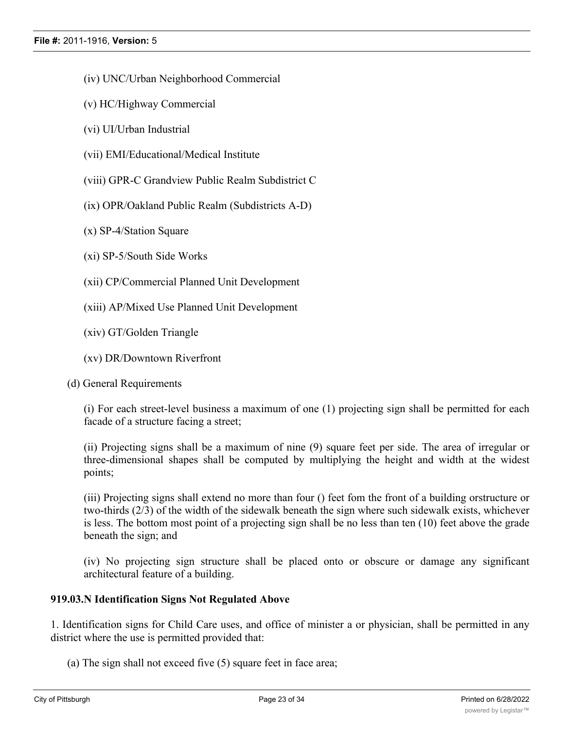(iv) UNC/Urban Neighborhood Commercial

(v) HC/Highway Commercial

(vi) UI/Urban Industrial

(vii) EMI/Educational/Medical Institute

(viii) GPR-C Grandview Public Realm Subdistrict C

(ix) OPR/Oakland Public Realm (Subdistricts A-D)

(x) SP-4/Station Square

(xi) SP-5/South Side Works

(xii) CP/Commercial Planned Unit Development

(xiii) AP/Mixed Use Planned Unit Development

(xiv) GT/Golden Triangle

(xv) DR/Downtown Riverfront

(d) General Requirements

(i) For each street-level business a maximum of one (1) projecting sign shall be permitted for each facade of a structure facing a street;

(ii) Projecting signs shall be a maximum of nine (9) square feet per side. The area of irregular or three-dimensional shapes shall be computed by multiplying the height and width at the widest points;

(iii) Projecting signs shall extend no more than four () feet fom the front of a building orstructure or two-thirds (2/3) of the width of the sidewalk beneath the sign where such sidewalk exists, whichever is less. The bottom most point of a projecting sign shall be no less than ten (10) feet above the grade beneath the sign; and

(iv) No projecting sign structure shall be placed onto or obscure or damage any significant architectural feature of a building.

**919.03.N Identification Signs Not Regulated Above**

1. Identification signs for Child Care uses, and office of minister a or physician, shall be permitted in any district where the use is permitted provided that:

(a) The sign shall not exceed five (5) square feet in face area;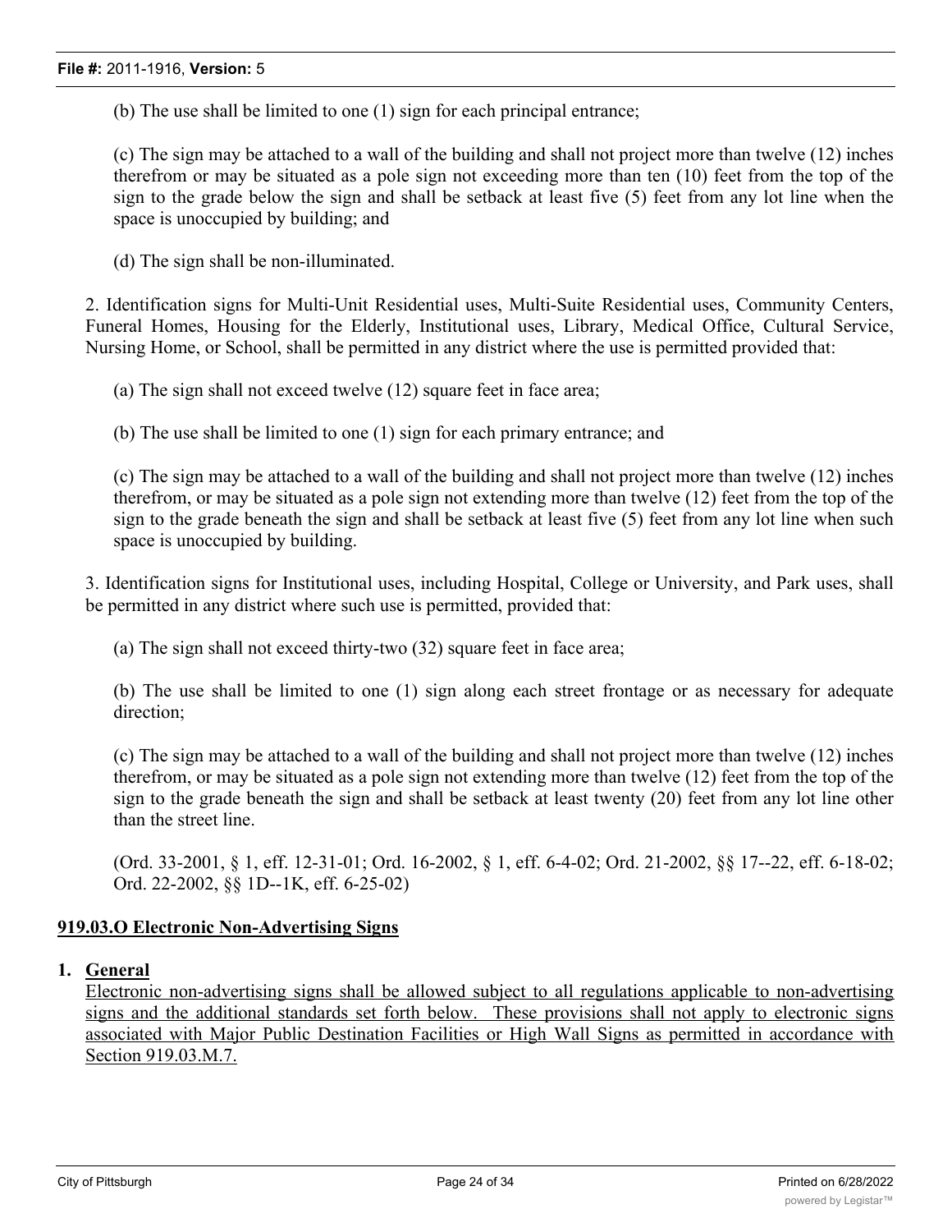(b) The use shall be limited to one (1) sign for each principal entrance;

(c) The sign may be attached to a wall of the building and shall not project more than twelve (12) inches therefrom or may be situated as a pole sign not exceeding more than ten (10) feet from the top of the sign to the grade below the sign and shall be setback at least five (5) feet from any lot line when the space is unoccupied by building; and

(d) The sign shall be non-illuminated.

2. Identification signs for Multi-Unit Residential uses, Multi-Suite Residential uses, Community Centers, Funeral Homes, Housing for the Elderly, Institutional uses, Library, Medical Office, Cultural Service, Nursing Home, or School, shall be permitted in any district where the use is permitted provided that:

(a) The sign shall not exceed twelve (12) square feet in face area;

(b) The use shall be limited to one (1) sign for each primary entrance; and

(c) The sign may be attached to a wall of the building and shall not project more than twelve (12) inches therefrom, or may be situated as a pole sign not extending more than twelve (12) feet from the top of the sign to the grade beneath the sign and shall be setback at least five (5) feet from any lot line when such space is unoccupied by building.

3. Identification signs for Institutional uses, including Hospital, College or University, and Park uses, shall be permitted in any district where such use is permitted, provided that:

(a) The sign shall not exceed thirty-two (32) square feet in face area;

(b) The use shall be limited to one (1) sign along each street frontage or as necessary for adequate direction;

(c) The sign may be attached to a wall of the building and shall not project more than twelve (12) inches therefrom, or may be situated as a pole sign not extending more than twelve (12) feet from the top of the sign to the grade beneath the sign and shall be setback at least twenty (20) feet from any lot line other than the street line.

(Ord. 33-2001, § 1, eff. 12-31-01; Ord. 16-2002, § 1, eff. 6-4-02; Ord. 21-2002, §§ 17--22, eff. 6-18-02; Ord. 22-2002, §§ 1D--1K, eff. 6-25-02)

**919.03.O Electronic Non-Advertising Signs**

1. **General**
   Electronic non-advertising signs shall be allowed subject to all regulations applicable to non-advertising signs and the additional standards set forth below. These provisions shall not apply to electronic signs associated with Major Public Destination Facilities or High Wall Signs as permitted in accordance with Section 919.03.M.7.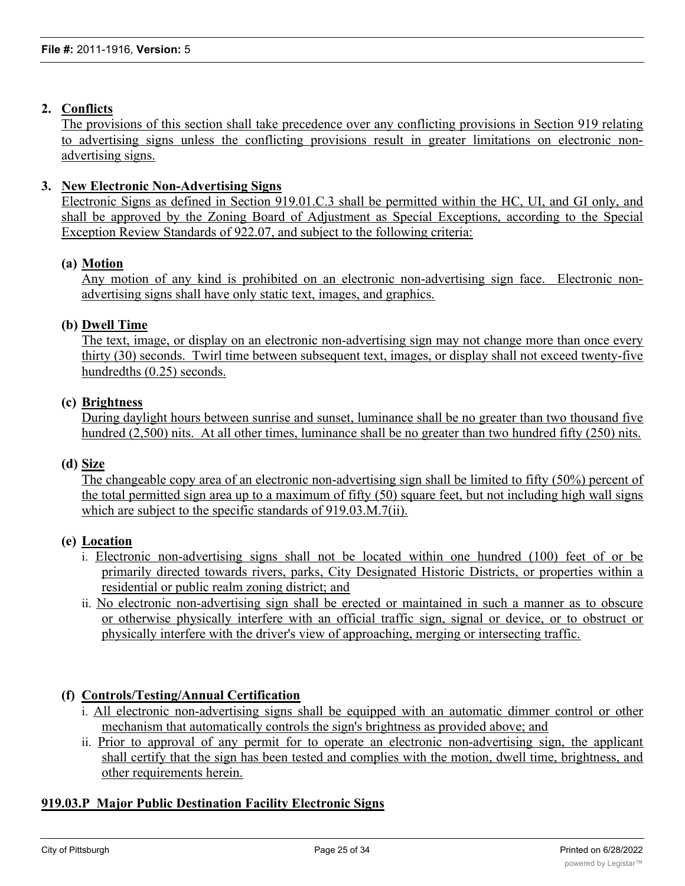2. **Conflicts**

The provisions of this section shall take precedence over any conflicting provisions in Section 919 relating to advertising signs unless the conflicting provisions result in greater limitations on electronic non-advertising signs.

3. **New Electronic Non-Advertising Signs**

Electronic Signs as defined in Section 919.01.C.3 shall be permitted within the HC, UI, and GI only, and shall be approved by the Zoning Board of Adjustment as Special Exceptions, according to the Special Exception Review Standards of 922.07, and subject to the following criteria:

**(a) Motion**

Any motion of any kind is prohibited on an electronic non-advertising sign face. Electronic non-advertising signs shall have only static text, images, and graphics.

**(b) Dwell Time**

The text, image, or display on an electronic non-advertising sign may not change more than once every thirty (30) seconds. Twirl time between subsequent text, images, or display shall not exceed twenty-five hundredths (0.25) seconds.

**(c) Brightness**

During daylight hours between sunrise and sunset, luminance shall be no greater than two thousand five hundred (2,500) nits. At all other times, luminance shall be no greater than two hundred fifty (250) nits.

**(d) Size**

The changeable copy area of an electronic non-advertising sign shall be limited to fifty (50%) percent of the total permitted sign area up to a maximum of fifty (50) square feet, but not including high wall signs which are subject to the specific standards of 919.03.M.7(ii).

**(e) Location**

i. Electronic non-advertising signs shall not be located within one hundred (100) feet of or be primarily directed towards rivers, parks, City Designated Historic Districts, or properties within a residential or public realm zoning district; and

ii. No electronic non-advertising sign shall be erected or maintained in such a manner as to obscure or otherwise physically interfere with an official traffic sign, signal or device, or to obstruct or physically interfere with the driver's view of approaching, merging or intersecting traffic.

**(f) Controls/Testing/Annual Certification**

i. All electronic non-advertising signs shall be equipped with an automatic dimmer control or other mechanism that automatically controls the sign's brightness as provided above; and

ii. Prior to approval of any permit for to operate an electronic non-advertising sign, the applicant shall certify that the sign has been tested and complies with the motion, dwell time, brightness, and other requirements herein.

**919.03.P Major Public Destination Facility Electronic Signs**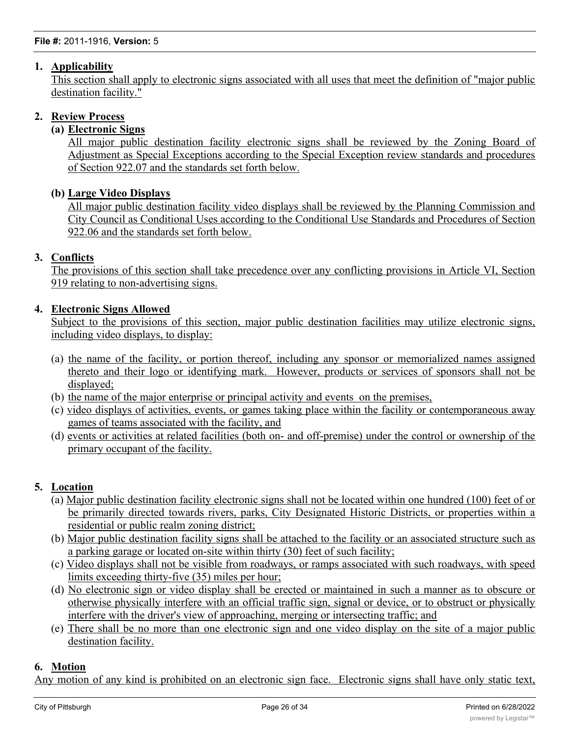1. **Applicability**

   This section shall apply to electronic signs associated with all uses that meet the definition of "major public destination facility."

2. **Review Process**

   **(a) Electronic Signs**

   All major public destination facility electronic signs shall be reviewed by the Zoning Board of Adjustment as Special Exceptions according to the Special Exception review standards and procedures of Section 922.07 and the standards set forth below.

   **(b) Large Video Displays**

   All major public destination facility video displays shall be reviewed by the Planning Commission and City Council as Conditional Uses according to the Conditional Use Standards and Procedures of Section 922.06 and the standards set forth below.

3. **Conflicts**

   The provisions of this section shall take precedence over any conflicting provisions in Article VI, Section 919 relating to non-advertising signs.

4. **Electronic Signs Allowed**

   Subject to the provisions of this section, major public destination facilities may utilize electronic signs, including video displays, to display:

   (a) the name of the facility, or portion thereof, including any sponsor or memorialized names assigned thereto and their logo or identifying mark. However, products or services of sponsors shall not be displayed;

   (b) the name of the major enterprise or principal activity and events on the premises,

   (c) video displays of activities, events, or games taking place within the facility or contemporaneous away games of teams associated with the facility, and

   (d) events or activities at related facilities (both on- and off-premise) under the control or ownership of the primary occupant of the facility.

5. **Location**

   (a) Major public destination facility electronic signs shall not be located within one hundred (100) feet of or be primarily directed towards rivers, parks, City Designated Historic Districts, or properties within a residential or public realm zoning district;

   (b) Major public destination facility signs shall be attached to the facility or an associated structure such as a parking garage or located on-site within thirty (30) feet of such facility;

   (c) Video displays shall not be visible from roadways, or ramps associated with such roadways, with speed limits exceeding thirty-five (35) miles per hour;

   (d) No electronic sign or video display shall be erected or maintained in such a manner as to obscure or otherwise physically interfere with an official traffic sign, signal or device, or to obstruct or physically interfere with the driver's view of approaching, merging or intersecting traffic; and

   (e) There shall be no more than one electronic sign and one video display on the site of a major public destination facility.

6. **Motion**

Any motion of any kind is prohibited on an electronic sign face. Electronic signs shall have only static text,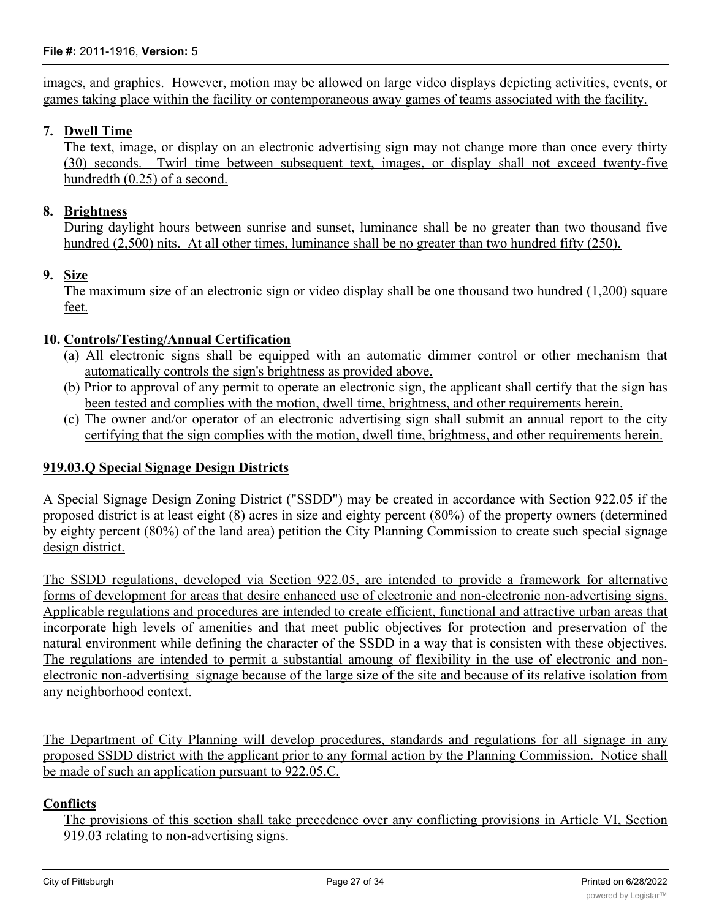images, and graphics. However, motion may be allowed on large video displays depicting activities, events, or games taking place within the facility or contemporaneous away games of teams associated with the facility.

**7. Dwell Time**

The text, image, or display on an electronic advertising sign may not change more than once every thirty (30) seconds. Twirl time between subsequent text, images, or display shall not exceed twenty-five hundredth (0.25) of a second.

**8. Brightness**

During daylight hours between sunrise and sunset, luminance shall be no greater than two thousand five hundred (2,500) nits. At all other times, luminance shall be no greater than two hundred fifty (250).

**9. Size**

The maximum size of an electronic sign or video display shall be one thousand two hundred (1,200) square feet.

**10. Controls/Testing/Annual Certification**

(a) All electronic signs shall be equipped with an automatic dimmer control or other mechanism that automatically controls the sign's brightness as provided above.

(b) Prior to approval of any permit to operate an electronic sign, the applicant shall certify that the sign has been tested and complies with the motion, dwell time, brightness, and other requirements herein.

(c) The owner and/or operator of an electronic advertising sign shall submit an annual report to the city certifying that the sign complies with the motion, dwell time, brightness, and other requirements herein.

**919.03.Q Special Signage Design Districts**

A Special Signage Design Zoning District ("SSDD") may be created in accordance with Section 922.05 if the proposed district is at least eight (8) acres in size and eighty percent (80%) of the property owners (determined by eighty percent (80%) of the land area) petition the City Planning Commission to create such special signage design district.

The SSDD regulations, developed via Section 922.05, are intended to provide a framework for alternative forms of development for areas that desire enhanced use of electronic and non-electronic non-advertising signs. Applicable regulations and procedures are intended to create efficient, functional and attractive urban areas that incorporate high levels of amenities and that meet public objectives for protection and preservation of the natural environment while defining the character of the SSDD in a way that is consisten with these objectives. The regulations are intended to permit a substantial amoung of flexibility in the use of electronic and non-electronic non-advertising signage because of the large size of the site and because of its relative isolation from any neighborhood context.

The Department of City Planning will develop procedures, standards and regulations for all signage in any proposed SSDD district with the applicant prior to any formal action by the Planning Commission. Notice shall be made of such an application pursuant to 922.05.C.

**Conflicts**

The provisions of this section shall take precedence over any conflicting provisions in Article VI, Section 919.03 relating to non-advertising signs.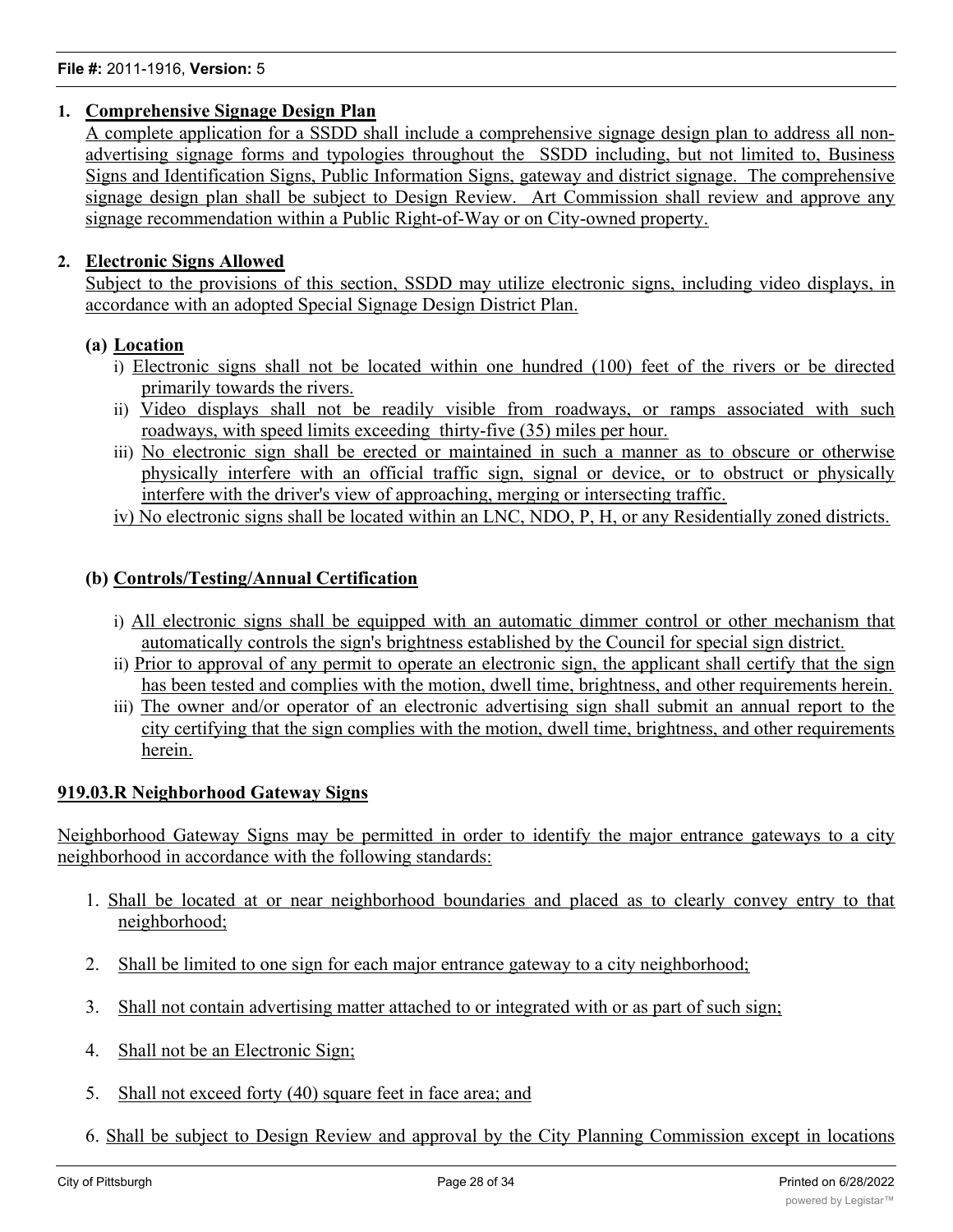1. **Comprehensive Signage Design Plan**

A complete application for a SSDD shall include a comprehensive signage design plan to address all non-advertising signage forms and typologies throughout the SSDD including, but not limited to, Business Signs and Identification Signs, Public Information Signs, gateway and district signage. The comprehensive signage design plan shall be subject to Design Review. Art Commission shall review and approve any signage recommendation within a Public Right-of-Way or on City-owned property.

2. **Electronic Signs Allowed**

Subject to the provisions of this section, SSDD may utilize electronic signs, including video displays, in accordance with an adopted Special Signage Design District Plan.

**(a) Location**

i) Electronic signs shall not be located within one hundred (100) feet of the rivers or be directed primarily towards the rivers.

ii) Video displays shall not be readily visible from roadways, or ramps associated with such roadways, with speed limits exceeding thirty-five (35) miles per hour.

iii) No electronic sign shall be erected or maintained in such a manner as to obscure or otherwise physically interfere with an official traffic sign, signal or device, or to obstruct or physically interfere with the driver's view of approaching, merging or intersecting traffic.

iv) No electronic signs shall be located within an LNC, NDO, P, H, or any Residentially zoned districts.

**(b) Controls/Testing/Annual Certification**

i) All electronic signs shall be equipped with an automatic dimmer control or other mechanism that automatically controls the sign's brightness established by the Council for special sign district.

ii) Prior to approval of any permit to operate an electronic sign, the applicant shall certify that the sign has been tested and complies with the motion, dwell time, brightness, and other requirements herein.

iii) The owner and/or operator of an electronic advertising sign shall submit an annual report to the city certifying that the sign complies with the motion, dwell time, brightness, and other requirements herein.

**919.03.R Neighborhood Gateway Signs**

Neighborhood Gateway Signs may be permitted in order to identify the major entrance gateways to a city neighborhood in accordance with the following standards:

1. Shall be located at or near neighborhood boundaries and placed as to clearly convey entry to that neighborhood;

2. Shall be limited to one sign for each major entrance gateway to a city neighborhood;

3. Shall not contain advertising matter attached to or integrated with or as part of such sign;

4. Shall not be an Electronic Sign;

5. Shall not exceed forty (40) square feet in face area; and

6. Shall be subject to Design Review and approval by the City Planning Commission except in locations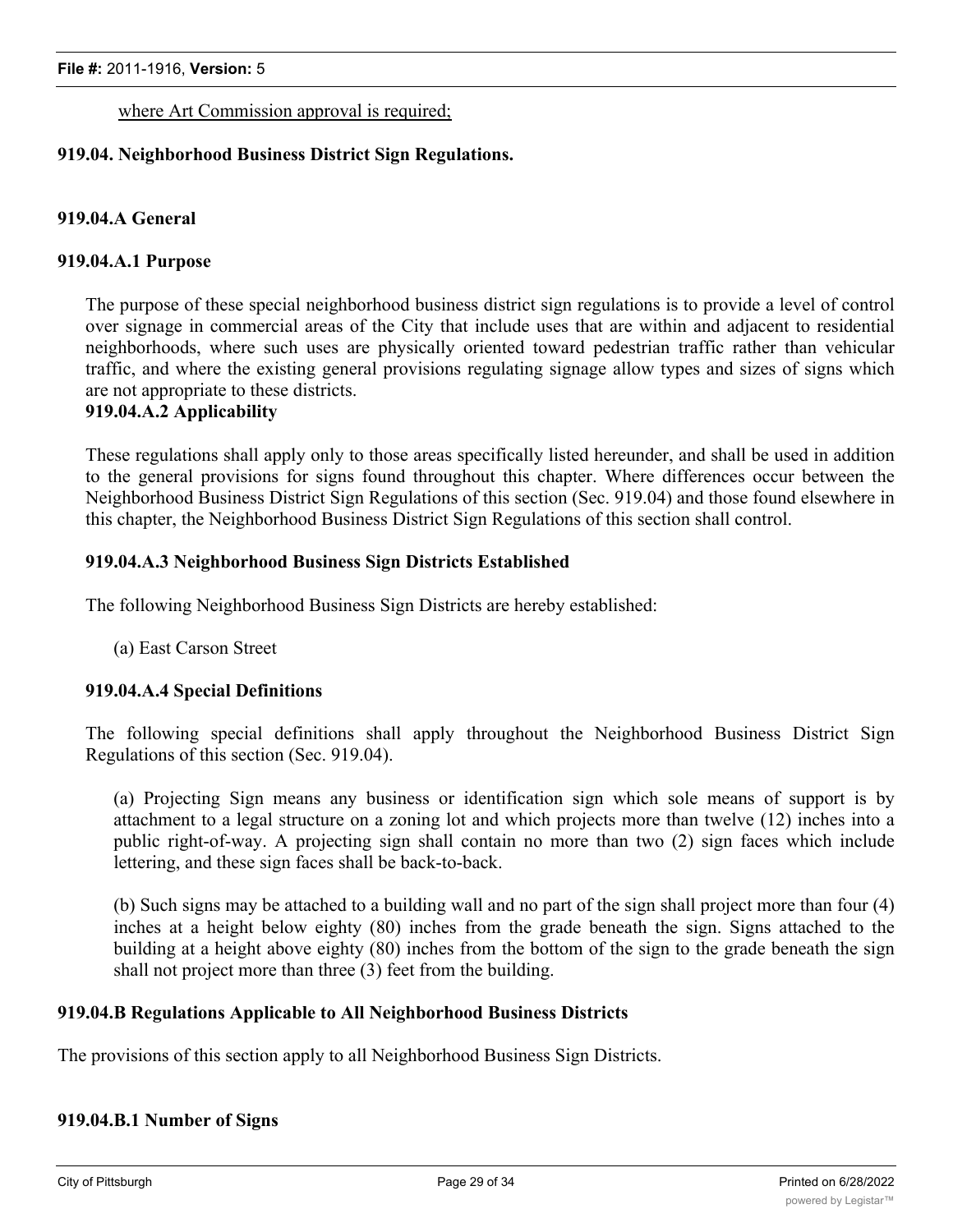where Art Commission approval is required;

**919.04. Neighborhood Business District Sign Regulations.**

**919.04.A General**

**919.04.A.1 Purpose**

The purpose of these special neighborhood business district sign regulations is to provide a level of control over signage in commercial areas of the City that include uses that are within and adjacent to residential neighborhoods, where such uses are physically oriented toward pedestrian traffic rather than vehicular traffic, and where the existing general provisions regulating signage allow types and sizes of signs which are not appropriate to these districts.

**919.04.A.2 Applicability**

These regulations shall apply only to those areas specifically listed hereunder, and shall be used in addition to the general provisions for signs found throughout this chapter. Where differences occur between the Neighborhood Business District Sign Regulations of this section (Sec. 919.04) and those found elsewhere in this chapter, the Neighborhood Business District Sign Regulations of this section shall control.

**919.04.A.3 Neighborhood Business Sign Districts Established**

The following Neighborhood Business Sign Districts are hereby established:

(a) East Carson Street

**919.04.A.4 Special Definitions**

The following special definitions shall apply throughout the Neighborhood Business District Sign Regulations of this section (Sec. 919.04).

(a) Projecting Sign means any business or identification sign which sole means of support is by attachment to a legal structure on a zoning lot and which projects more than twelve (12) inches into a public right-of-way. A projecting sign shall contain no more than two (2) sign faces which include lettering, and these sign faces shall be back-to-back.

(b) Such signs may be attached to a building wall and no part of the sign shall project more than four (4) inches at a height below eighty (80) inches from the grade beneath the sign. Signs attached to the building at a height above eighty (80) inches from the bottom of the sign to the grade beneath the sign shall not project more than three (3) feet from the building.

**919.04.B Regulations Applicable to All Neighborhood Business Districts**

The provisions of this section apply to all Neighborhood Business Sign Districts.

**919.04.B.1 Number of Signs**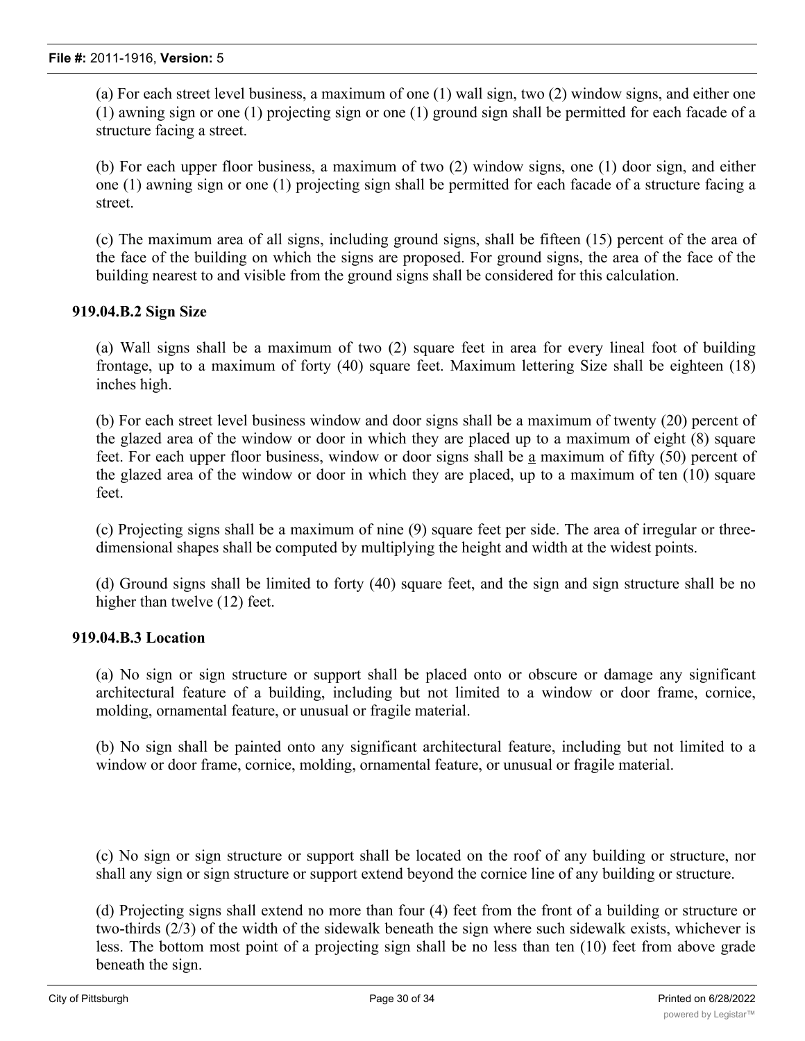(a) For each street level business, a maximum of one (1) wall sign, two (2) window signs, and either one (1) awning sign or one (1) projecting sign or one (1) ground sign shall be permitted for each facade of a structure facing a street.

(b) For each upper floor business, a maximum of two (2) window signs, one (1) door sign, and either one (1) awning sign or one (1) projecting sign shall be permitted for each facade of a structure facing a street.

(c) The maximum area of all signs, including ground signs, shall be fifteen (15) percent of the area of the face of the building on which the signs are proposed. For ground signs, the area of the face of the building nearest to and visible from the ground signs shall be considered for this calculation.

**919.04.B.2 Sign Size**

(a) Wall signs shall be a maximum of two (2) square feet in area for every lineal foot of building frontage, up to a maximum of forty (40) square feet. Maximum lettering Size shall be eighteen (18) inches high.

(b) For each street level business window and door signs shall be a maximum of twenty (20) percent of the glazed area of the window or door in which they are placed up to a maximum of eight (8) square feet. For each upper floor business, window or door signs shall be a maximum of fifty (50) percent of the glazed area of the window or door in which they are placed, up to a maximum of ten (10) square feet.

(c) Projecting signs shall be a maximum of nine (9) square feet per side. The area of irregular or three-dimensional shapes shall be computed by multiplying the height and width at the widest points.

(d) Ground signs shall be limited to forty (40) square feet, and the sign and sign structure shall be no higher than twelve (12) feet.

**919.04.B.3 Location**

(a) No sign or sign structure or support shall be placed onto or obscure or damage any significant architectural feature of a building, including but not limited to a window or door frame, cornice, molding, ornamental feature, or unusual or fragile material.

(b) No sign shall be painted onto any significant architectural feature, including but not limited to a window or door frame, cornice, molding, ornamental feature, or unusual or fragile material.

(c) No sign or sign structure or support shall be located on the roof of any building or structure, nor shall any sign or sign structure or support extend beyond the cornice line of any building or structure.

(d) Projecting signs shall extend no more than four (4) feet from the front of a building or structure or two-thirds (2/3) of the width of the sidewalk beneath the sign where such sidewalk exists, whichever is less. The bottom most point of a projecting sign shall be no less than ten (10) feet from above grade beneath the sign.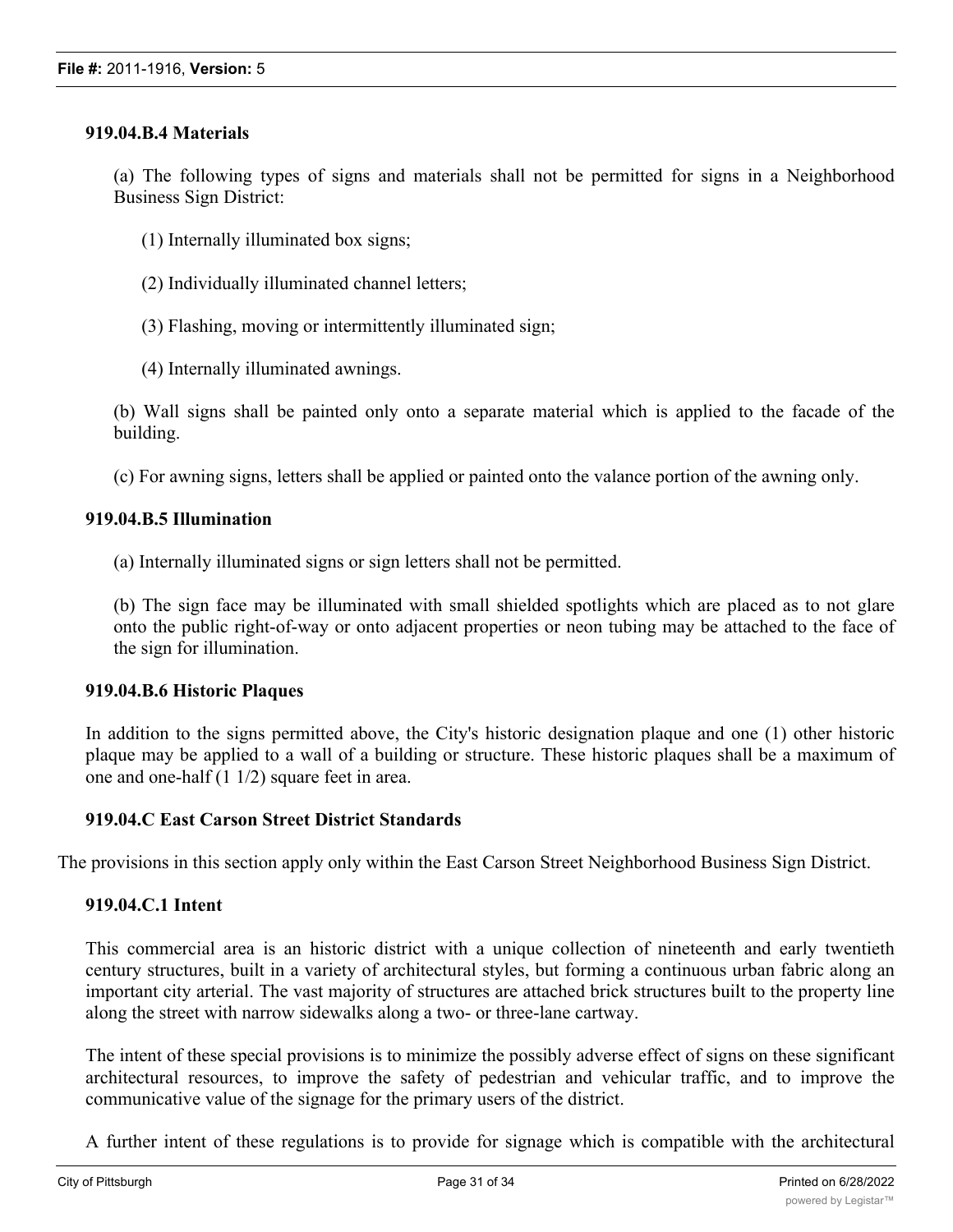#### 919.04.B.4 Materials

(a) The following types of signs and materials shall not be permitted for signs in a Neighborhood Business Sign District:

(1) Internally illuminated box signs;

(2) Individually illuminated channel letters;

(3) Flashing, moving or intermittently illuminated sign;

(4) Internally illuminated awnings.

(b) Wall signs shall be painted only onto a separate material which is applied to the facade of the building.

(c) For awning signs, letters shall be applied or painted onto the valance portion of the awning only.

#### 919.04.B.5 Illumination

(a) Internally illuminated signs or sign letters shall not be permitted.

(b) The sign face may be illuminated with small shielded spotlights which are placed as to not glare onto the public right-of-way or onto adjacent properties or neon tubing may be attached to the face of the sign for illumination.

#### 919.04.B.6 Historic Plaques

In addition to the signs permitted above, the City's historic designation plaque and one (1) other historic plaque may be applied to a wall of a building or structure. These historic plaques shall be a maximum of one and one-half (1 1/2) square feet in area.

#### 919.04.C East Carson Street District Standards

The provisions in this section apply only within the East Carson Street Neighborhood Business Sign District.

#### 919.04.C.1 Intent

This commercial area is an historic district with a unique collection of nineteenth and early twentieth century structures, built in a variety of architectural styles, but forming a continuous urban fabric along an important city arterial. The vast majority of structures are attached brick structures built to the property line along the street with narrow sidewalks along a two- or three-lane cartway.

The intent of these special provisions is to minimize the possibly adverse effect of signs on these significant architectural resources, to improve the safety of pedestrian and vehicular traffic, and to improve the communicative value of the signage for the primary users of the district.

A further intent of these regulations is to provide for signage which is compatible with the architectural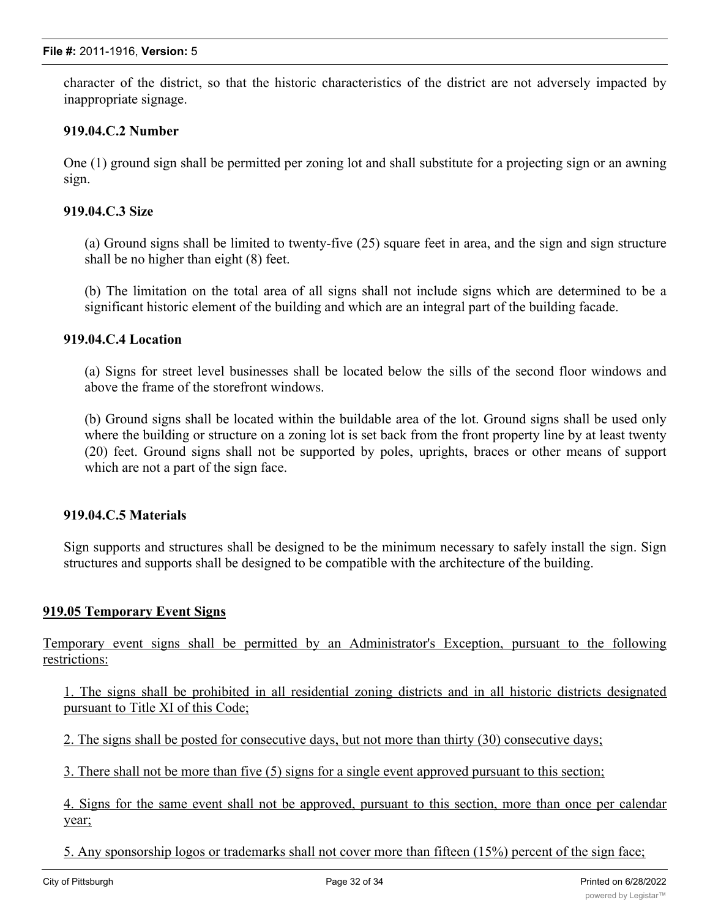character of the district, so that the historic characteristics of the district are not adversely impacted by inappropriate signage.

**919.04.C.2 Number**

One (1) ground sign shall be permitted per zoning lot and shall substitute for a projecting sign or an awning sign.

**919.04.C.3 Size**

(a) Ground signs shall be limited to twenty-five (25) square feet in area, and the sign and sign structure shall be no higher than eight (8) feet.

(b) The limitation on the total area of all signs shall not include signs which are determined to be a significant historic element of the building and which are an integral part of the building facade.

**919.04.C.4 Location**

(a) Signs for street level businesses shall be located below the sills of the second floor windows and above the frame of the storefront windows.

(b) Ground signs shall be located within the buildable area of the lot. Ground signs shall be used only where the building or structure on a zoning lot is set back from the front property line by at least twenty (20) feet. Ground signs shall not be supported by poles, uprights, braces or other means of support which are not a part of the sign face.

**919.04.C.5 Materials**

Sign supports and structures shall be designed to be the minimum necessary to safely install the sign. Sign structures and supports shall be designed to be compatible with the architecture of the building.

**919.05 Temporary Event Signs**

Temporary event signs shall be permitted by an Administrator's Exception, pursuant to the following restrictions:

1. The signs shall be prohibited in all residential zoning districts and in all historic districts designated pursuant to Title XI of this Code;

2. The signs shall be posted for consecutive days, but not more than thirty (30) consecutive days;

3. There shall not be more than five (5) signs for a single event approved pursuant to this section;

4. Signs for the same event shall not be approved, pursuant to this section, more than once per calendar year;

5. Any sponsorship logos or trademarks shall not cover more than fifteen (15%) percent of the sign face;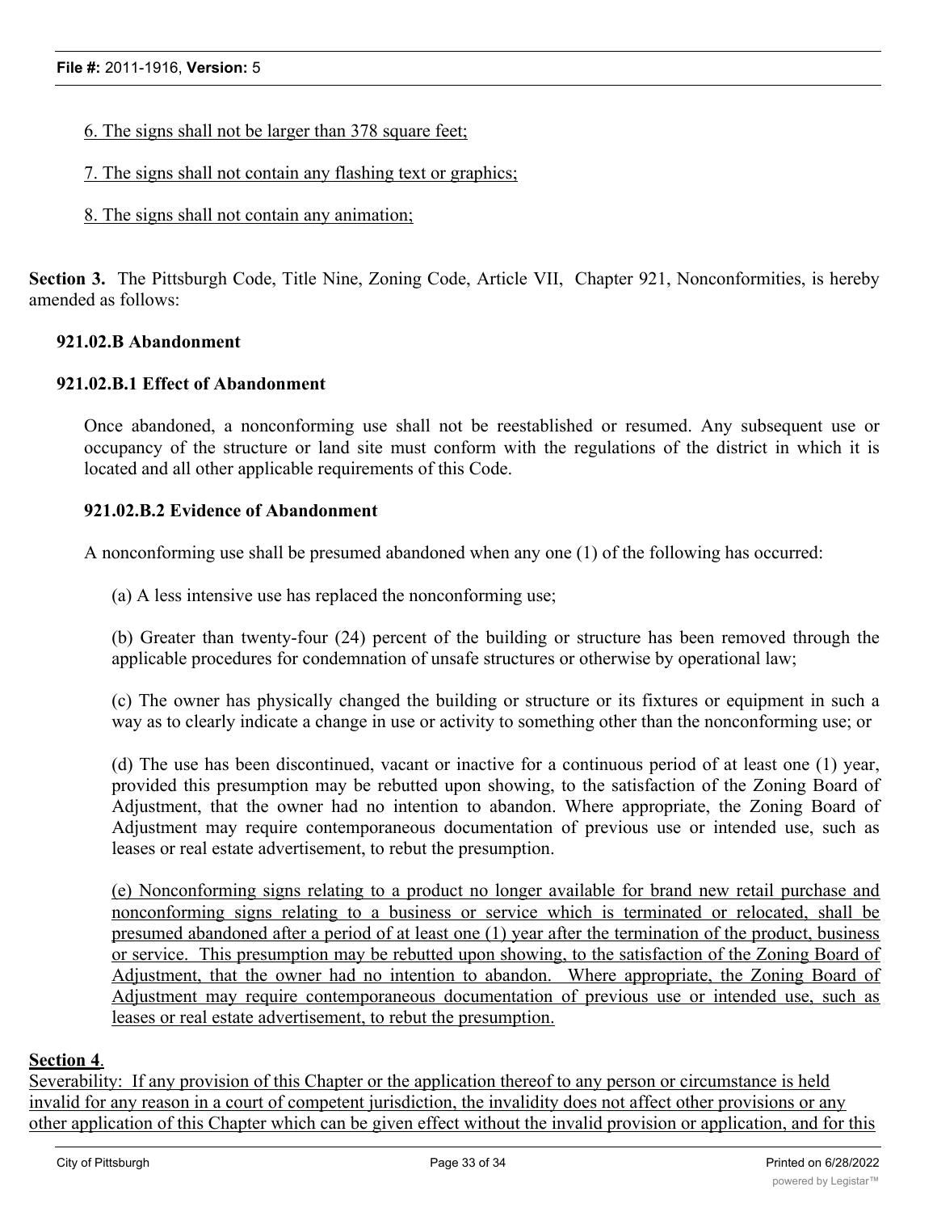6. The signs shall not be larger than 378 square feet;

7. The signs shall not contain any flashing text or graphics;

8. The signs shall not contain any animation;

**Section 3.** The Pittsburgh Code, Title Nine, Zoning Code, Article VII, Chapter 921, Nonconformities, is hereby amended as follows:

**921.02.B Abandonment**

**921.02.B.1 Effect of Abandonment**

Once abandoned, a nonconforming use shall not be reestablished or resumed. Any subsequent use or occupancy of the structure or land site must conform with the regulations of the district in which it is located and all other applicable requirements of this Code.

**921.02.B.2 Evidence of Abandonment**

A nonconforming use shall be presumed abandoned when any one (1) of the following has occurred:

(a) A less intensive use has replaced the nonconforming use;

(b) Greater than twenty-four (24) percent of the building or structure has been removed through the applicable procedures for condemnation of unsafe structures or otherwise by operational law;

(c) The owner has physically changed the building or structure or its fixtures or equipment in such a way as to clearly indicate a change in use or activity to something other than the nonconforming use; or

(d) The use has been discontinued, vacant or inactive for a continuous period of at least one (1) year, provided this presumption may be rebutted upon showing, to the satisfaction of the Zoning Board of Adjustment, that the owner had no intention to abandon. Where appropriate, the Zoning Board of Adjustment may require contemporaneous documentation of previous use or intended use, such as leases or real estate advertisement, to rebut the presumption.

(e) Nonconforming signs relating to a product no longer available for brand new retail purchase and nonconforming signs relating to a business or service which is terminated or relocated, shall be presumed abandoned after a period of at least one (1) year after the termination of the product, business or service. This presumption may be rebutted upon showing, to the satisfaction of the Zoning Board of Adjustment, that the owner had no intention to abandon. Where appropriate, the Zoning Board of Adjustment may require contemporaneous documentation of previous use or intended use, such as leases or real estate advertisement, to rebut the presumption.

**Section 4**.

Severability: If any provision of this Chapter or the application thereof to any person or circumstance is held invalid for any reason in a court of competent jurisdiction, the invalidity does not affect other provisions or any other application of this Chapter which can be given effect without the invalid provision or application, and for this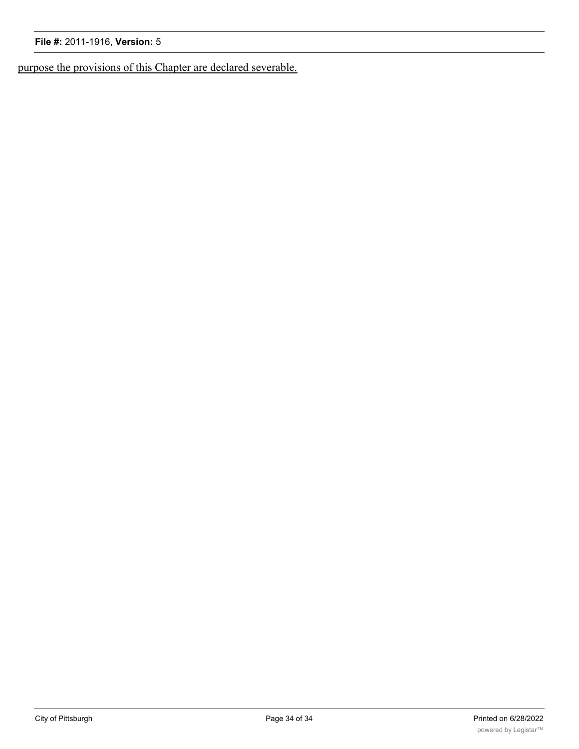purpose the provisions of this Chapter are declared severable.